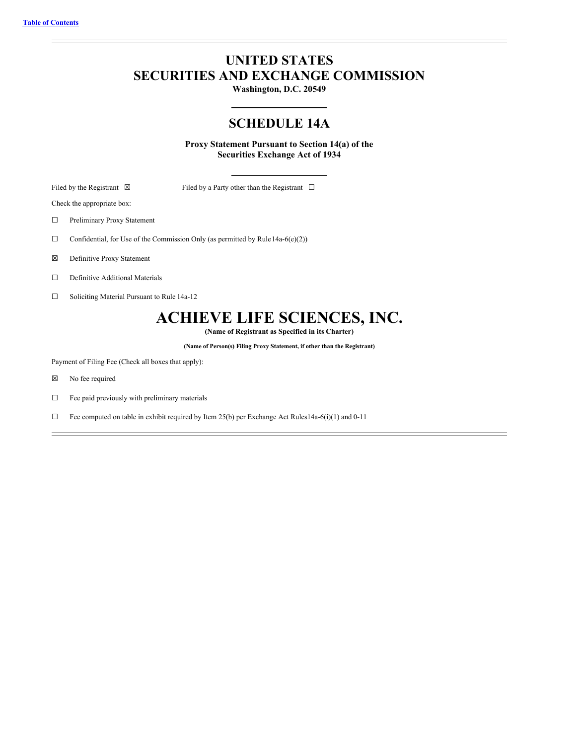[Table of Contents](#)

# UNITED STATES
# SECURITIES AND EXCHANGE COMMISSION

**Washington, D.C. 20549**

## SCHEDULE 14A

**Proxy Statement Pursuant to Section 14(a) of the Securities Exchange Act of 1934**

Filed by the Registrant ☒ Filed by a Party other than the Registrant ☐

Check the appropriate box:

☐ Preliminary Proxy Statement

☐ Confidential, for Use of the Commission Only (as permitted by Rule 14a-6(e)(2))

☒ Definitive Proxy Statement

☐ Definitive Additional Materials

☐ Soliciting Material Pursuant to Rule 14a-12

# ACHIEVE LIFE SCIENCES, INC.

**(Name of Registrant as Specified in its Charter)**

**(Name of Person(s) Filing Proxy Statement, if other than the Registrant)**

Payment of Filing Fee (Check all boxes that apply):

☒ No fee required

☐ Fee paid previously with preliminary materials

☐ Fee computed on table in exhibit required by Item 25(b) per Exchange Act Rules 14a-6(i)(1) and 0-11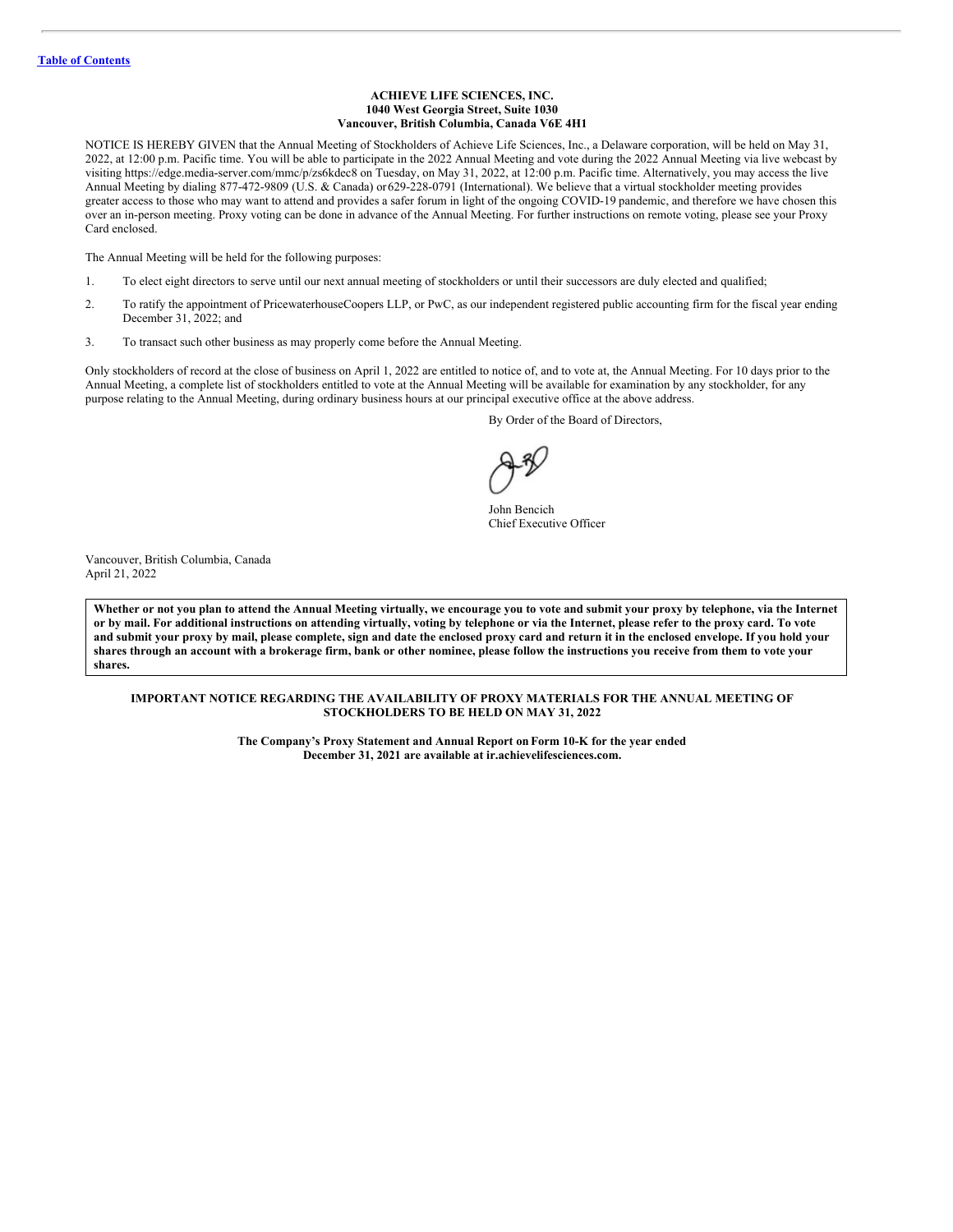**ACHIEVE LIFE SCIENCES, INC.**
**1040 West Georgia Street, Suite 1030**
**Vancouver, British Columbia, Canada V6E 4H1**

NOTICE IS HEREBY GIVEN that the Annual Meeting of Stockholders of Achieve Life Sciences, Inc., a Delaware corporation, will be held on May 31, 2022, at 12:00 p.m. Pacific time. You will be able to participate in the 2022 Annual Meeting and vote during the 2022 Annual Meeting via live webcast by visiting https://edge.media-server.com/mmc/p/zs6kdec8 on Tuesday, on May 31, 2022, at 12:00 p.m. Pacific time. Alternatively, you may access the live Annual Meeting by dialing 877-472-9809 (U.S. & Canada) or 629-228-0791 (International). We believe that a virtual stockholder meeting provides greater access to those who may want to attend and provides a safer forum in light of the ongoing COVID-19 pandemic, and therefore we have chosen this over an in-person meeting. Proxy voting can be done in advance of the Annual Meeting. For further instructions on remote voting, please see your Proxy Card enclosed.

The Annual Meeting will be held for the following purposes:

1. To elect eight directors to serve until our next annual meeting of stockholders or until their successors are duly elected and qualified;
2. To ratify the appointment of PricewaterhouseCoopers LLP, or PwC, as our independent registered public accounting firm for the fiscal year ending December 31, 2022; and
3. To transact such other business as may properly come before the Annual Meeting.

Only stockholders of record at the close of business on April 1, 2022 are entitled to notice of, and to vote at, the Annual Meeting. For 10 days prior to the Annual Meeting, a complete list of stockholders entitled to vote at the Annual Meeting will be available for examination by any stockholder, for any purpose relating to the Annual Meeting, during ordinary business hours at our principal executive office at the above address.

By Order of the Board of Directors,

John Bencich
Chief Executive Officer

Vancouver, British Columbia, Canada
April 21, 2022

**Whether or not you plan to attend the Annual Meeting virtually, we encourage you to vote and submit your proxy by telephone, via the Internet or by mail. For additional instructions on attending virtually, voting by telephone or via the Internet, please refer to the proxy card. To vote and submit your proxy by mail, please complete, sign and date the enclosed proxy card and return it in the enclosed envelope. If you hold your shares through an account with a brokerage firm, bank or other nominee, please follow the instructions you receive from them to vote your shares.**

**IMPORTANT NOTICE REGARDING THE AVAILABILITY OF PROXY MATERIALS FOR THE ANNUAL MEETING OF STOCKHOLDERS TO BE HELD ON MAY 31, 2022**

**The Company's Proxy Statement and Annual Report on Form 10-K for the year ended December 31, 2021 are available at ir.achievelifesciences.com.**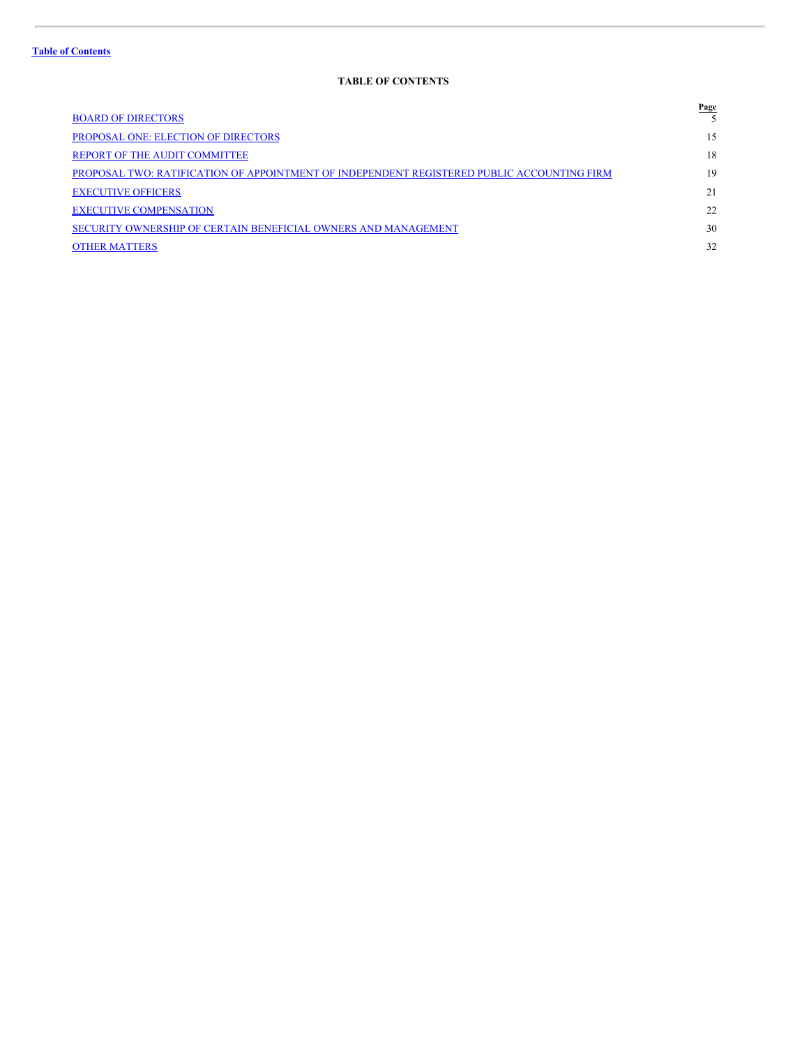**Table of Contents**

**TABLE OF CONTENTS**

| | Page |
|---|---|
| BOARD OF DIRECTORS | 5 |
| PROPOSAL ONE: ELECTION OF DIRECTORS | 15 |
| REPORT OF THE AUDIT COMMITTEE | 18 |
| PROPOSAL TWO: RATIFICATION OF APPOINTMENT OF INDEPENDENT REGISTERED PUBLIC ACCOUNTING FIRM | 19 |
| EXECUTIVE OFFICERS | 21 |
| EXECUTIVE COMPENSATION | 22 |
| SECURITY OWNERSHIP OF CERTAIN BENEFICIAL OWNERS AND MANAGEMENT | 30 |
| OTHER MATTERS | 32 |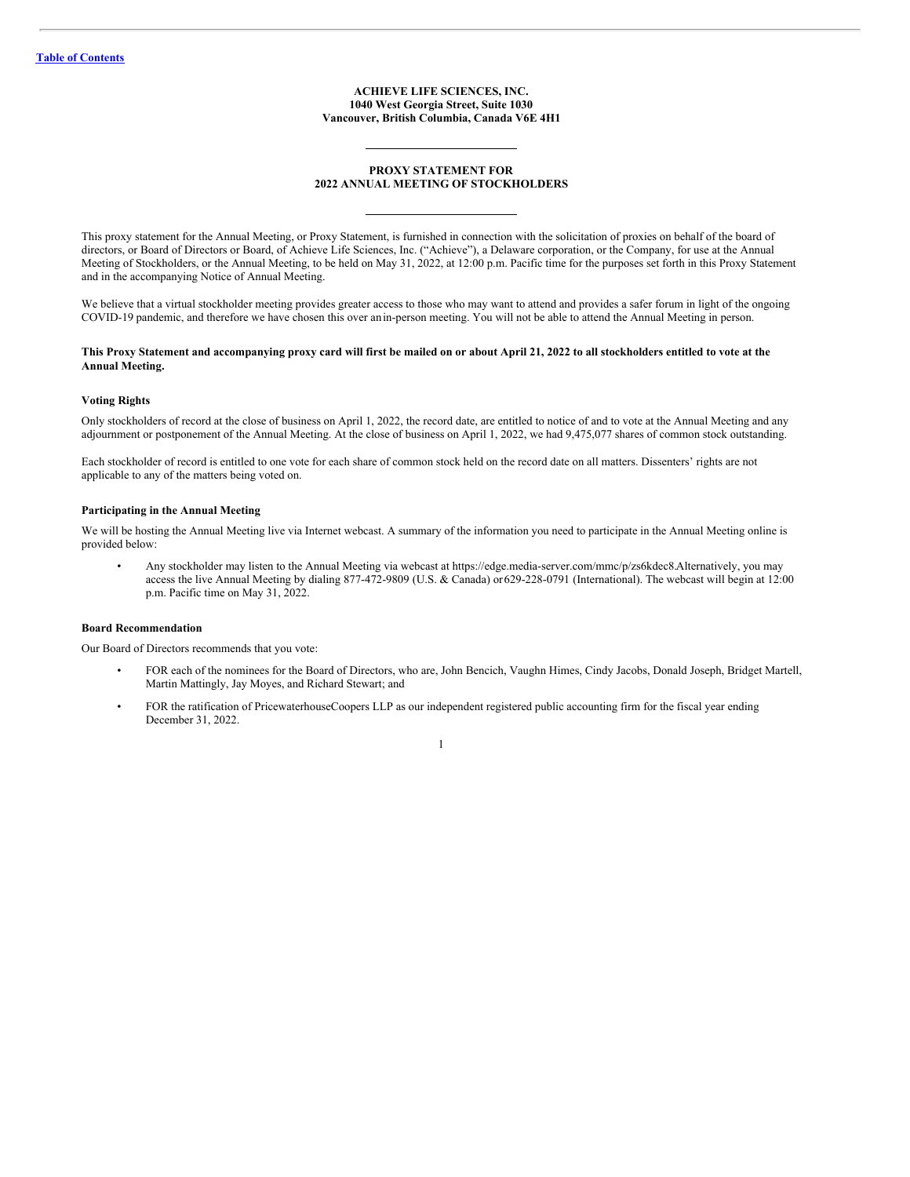[Table of Contents](#)

**ACHIEVE LIFE SCIENCES, INC.**
**1040 West Georgia Street, Suite 1030**
**Vancouver, British Columbia, Canada V6E 4H1**

---

**PROXY STATEMENT FOR**
**2022 ANNUAL MEETING OF STOCKHOLDERS**

---

This proxy statement for the Annual Meeting, or Proxy Statement, is furnished in connection with the solicitation of proxies on behalf of the board of directors, or Board of Directors or Board, of Achieve Life Sciences, Inc. ("Achieve"), a Delaware corporation, or the Company, for use at the Annual Meeting of Stockholders, or the Annual Meeting, to be held on May 31, 2022, at 12:00 p.m. Pacific time for the purposes set forth in this Proxy Statement and in the accompanying Notice of Annual Meeting.

We believe that a virtual stockholder meeting provides greater access to those who may want to attend and provides a safer forum in light of the ongoing COVID-19 pandemic, and therefore we have chosen this over an in-person meeting. You will not be able to attend the Annual Meeting in person.

**This Proxy Statement and accompanying proxy card will first be mailed on or about April 21, 2022 to all stockholders entitled to vote at the Annual Meeting.**

### Voting Rights

Only stockholders of record at the close of business on April 1, 2022, the record date, are entitled to notice of and to vote at the Annual Meeting and any adjournment or postponement of the Annual Meeting. At the close of business on April 1, 2022, we had 9,475,077 shares of common stock outstanding.

Each stockholder of record is entitled to one vote for each share of common stock held on the record date on all matters. Dissenters' rights are not applicable to any of the matters being voted on.

### Participating in the Annual Meeting

We will be hosting the Annual Meeting live via Internet webcast. A summary of the information you need to participate in the Annual Meeting online is provided below:

- Any stockholder may listen to the Annual Meeting via webcast at https://edge.media-server.com/mmc/p/zs6kdec8.Alternatively, you may access the live Annual Meeting by dialing 877-472-9809 (U.S. & Canada) or 629-228-0791 (International). The webcast will begin at 12:00 p.m. Pacific time on May 31, 2022.

### Board Recommendation

Our Board of Directors recommends that you vote:

- FOR each of the nominees for the Board of Directors, who are, John Bencich, Vaughn Himes, Cindy Jacobs, Donald Joseph, Bridget Martell, Martin Mattingly, Jay Moyes, and Richard Stewart; and
- FOR the ratification of PricewaterhouseCoopers LLP as our independent registered public accounting firm for the fiscal year ending December 31, 2022.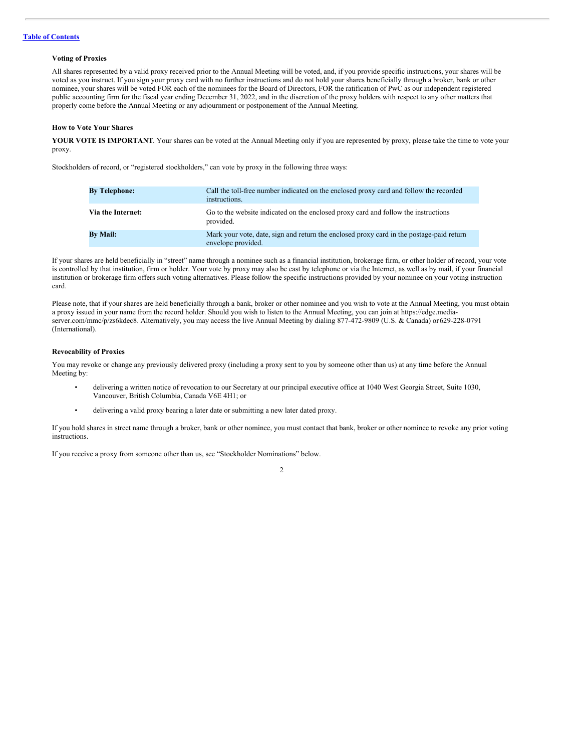### Voting of Proxies

All shares represented by a valid proxy received prior to the Annual Meeting will be voted, and, if you provide specific instructions, your shares will be voted as you instruct. If you sign your proxy card with no further instructions and do not hold your shares beneficially through a broker, bank or other nominee, your shares will be voted FOR each of the nominees for the Board of Directors, FOR the ratification of PwC as our independent registered public accounting firm for the fiscal year ending December 31, 2022, and in the discretion of the proxy holders with respect to any other matters that properly come before the Annual Meeting or any adjournment or postponement of the Annual Meeting.

### How to Vote Your Shares

**YOUR VOTE IS IMPORTANT**. Your shares can be voted at the Annual Meeting only if you are represented by proxy, please take the time to vote your proxy.

Stockholders of record, or "registered stockholders," can vote by proxy in the following three ways:

| | |
|---|---|
| **By Telephone:** | Call the toll-free number indicated on the enclosed proxy card and follow the recorded instructions. |
| **Via the Internet:** | Go to the website indicated on the enclosed proxy card and follow the instructions provided. |
| **By Mail:** | Mark your vote, date, sign and return the enclosed proxy card in the postage-paid return envelope provided. |

If your shares are held beneficially in "street" name through a nominee such as a financial institution, brokerage firm, or other holder of record, your vote is controlled by that institution, firm or holder. Your vote by proxy may also be cast by telephone or via the Internet, as well as by mail, if your financial institution or brokerage firm offers such voting alternatives. Please follow the specific instructions provided by your nominee on your voting instruction card.

Please note, that if your shares are held beneficially through a bank, broker or other nominee and you wish to vote at the Annual Meeting, you must obtain a proxy issued in your name from the record holder. Should you wish to listen to the Annual Meeting, you can join at https://edge.media-server.com/mmc/p/zs6kdec8. Alternatively, you may access the live Annual Meeting by dialing 877-472-9809 (U.S. & Canada) or 629-228-0791 (International).

### Revocability of Proxies

You may revoke or change any previously delivered proxy (including a proxy sent to you by someone other than us) at any time before the Annual Meeting by:

- delivering a written notice of revocation to our Secretary at our principal executive office at 1040 West Georgia Street, Suite 1030, Vancouver, British Columbia, Canada V6E 4H1; or
- delivering a valid proxy bearing a later date or submitting a new later dated proxy.

If you hold shares in street name through a broker, bank or other nominee, you must contact that bank, broker or other nominee to revoke any prior voting instructions.

If you receive a proxy from someone other than us, see "Stockholder Nominations" below.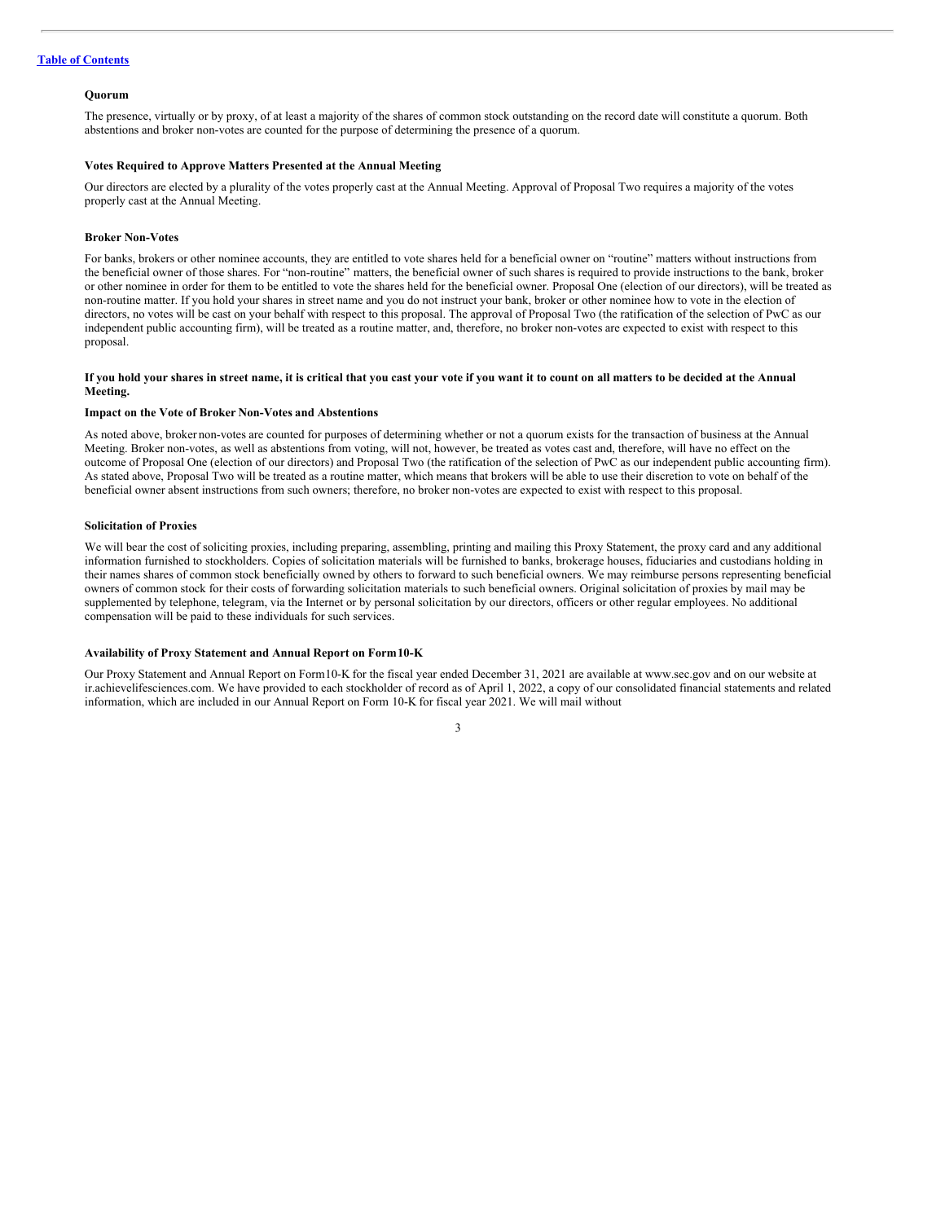### Quorum

The presence, virtually or by proxy, of at least a majority of the shares of common stock outstanding on the record date will constitute a quorum. Both abstentions and broker non-votes are counted for the purpose of determining the presence of a quorum.

### Votes Required to Approve Matters Presented at the Annual Meeting

Our directors are elected by a plurality of the votes properly cast at the Annual Meeting. Approval of Proposal Two requires a majority of the votes properly cast at the Annual Meeting.

### Broker Non-Votes

For banks, brokers or other nominee accounts, they are entitled to vote shares held for a beneficial owner on "routine" matters without instructions from the beneficial owner of those shares. For "non-routine" matters, the beneficial owner of such shares is required to provide instructions to the bank, broker or other nominee in order for them to be entitled to vote the shares held for the beneficial owner. Proposal One (election of our directors), will be treated as non-routine matter. If you hold your shares in street name and you do not instruct your bank, broker or other nominee how to vote in the election of directors, no votes will be cast on your behalf with respect to this proposal. The approval of Proposal Two (the ratification of the selection of PwC as our independent public accounting firm), will be treated as a routine matter, and, therefore, no broker non-votes are expected to exist with respect to this proposal.

**If you hold your shares in street name, it is critical that you cast your vote if you want it to count on all matters to be decided at the Annual Meeting.**

### Impact on the Vote of Broker Non-Votes and Abstentions

As noted above, broker non-votes are counted for purposes of determining whether or not a quorum exists for the transaction of business at the Annual Meeting. Broker non-votes, as well as abstentions from voting, will not, however, be treated as votes cast and, therefore, will have no effect on the outcome of Proposal One (election of our directors) and Proposal Two (the ratification of the selection of PwC as our independent public accounting firm). As stated above, Proposal Two will be treated as a routine matter, which means that brokers will be able to use their discretion to vote on behalf of the beneficial owner absent instructions from such owners; therefore, no broker non-votes are expected to exist with respect to this proposal.

### Solicitation of Proxies

We will bear the cost of soliciting proxies, including preparing, assembling, printing and mailing this Proxy Statement, the proxy card and any additional information furnished to stockholders. Copies of solicitation materials will be furnished to banks, brokerage houses, fiduciaries and custodians holding in their names shares of common stock beneficially owned by others to forward to such beneficial owners. We may reimburse persons representing beneficial owners of common stock for their costs of forwarding solicitation materials to such beneficial owners. Original solicitation of proxies by mail may be supplemented by telephone, telegram, via the Internet or by personal solicitation by our directors, officers or other regular employees. No additional compensation will be paid to these individuals for such services.

### Availability of Proxy Statement and Annual Report on Form 10-K

Our Proxy Statement and Annual Report on Form 10-K for the fiscal year ended December 31, 2021 are available at www.sec.gov and on our website at ir.achievelifesciences.com. We have provided to each stockholder of record as of April 1, 2022, a copy of our consolidated financial statements and related information, which are included in our Annual Report on Form 10-K for fiscal year 2021. We will mail without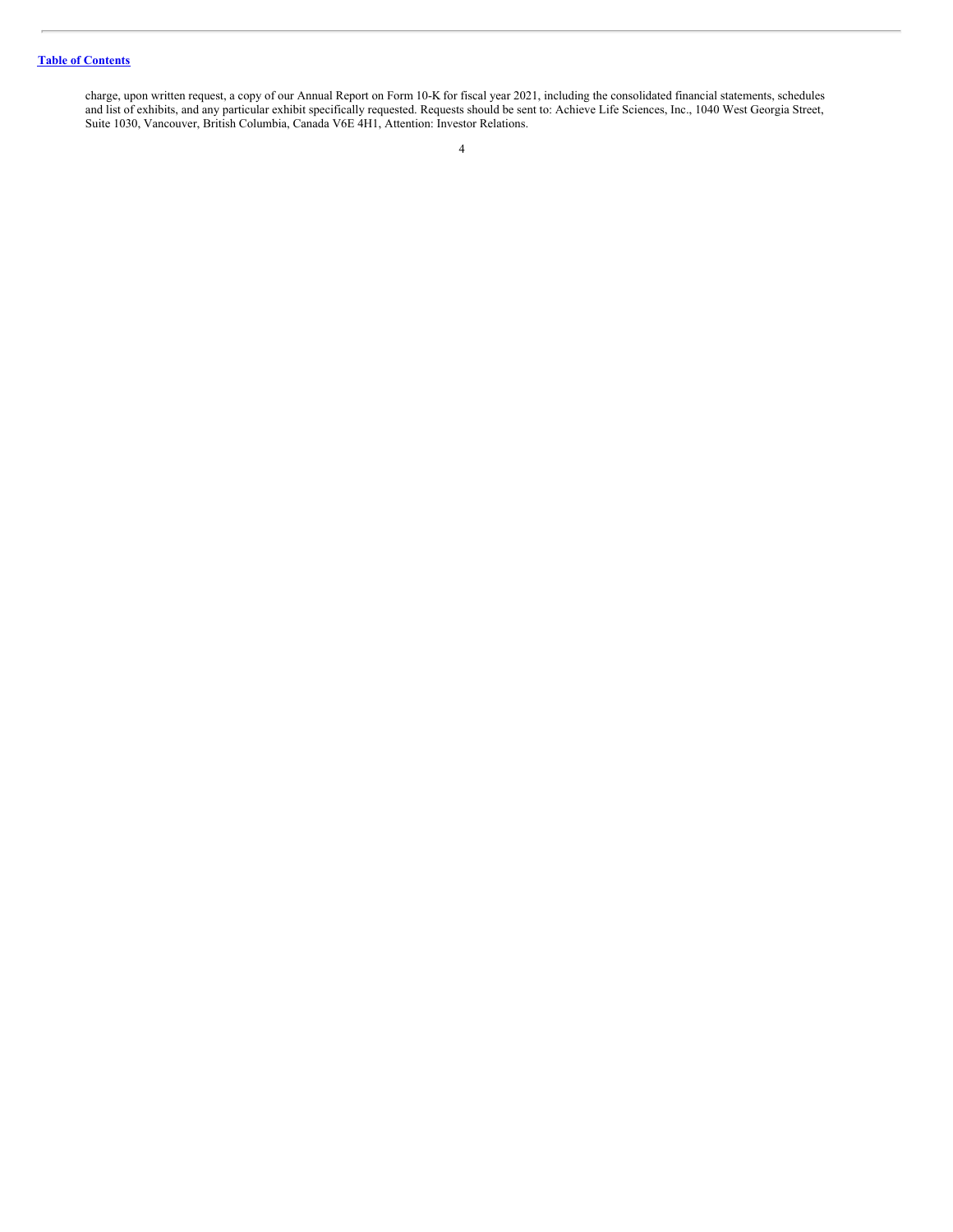charge, upon written request, a copy of our Annual Report on Form 10-K for fiscal year 2021, including the consolidated financial statements, schedules and list of exhibits, and any particular exhibit specifically requested. Requests should be sent to: Achieve Life Sciences, Inc., 1040 West Georgia Street, Suite 1030, Vancouver, British Columbia, Canada V6E 4H1, Attention: Investor Relations.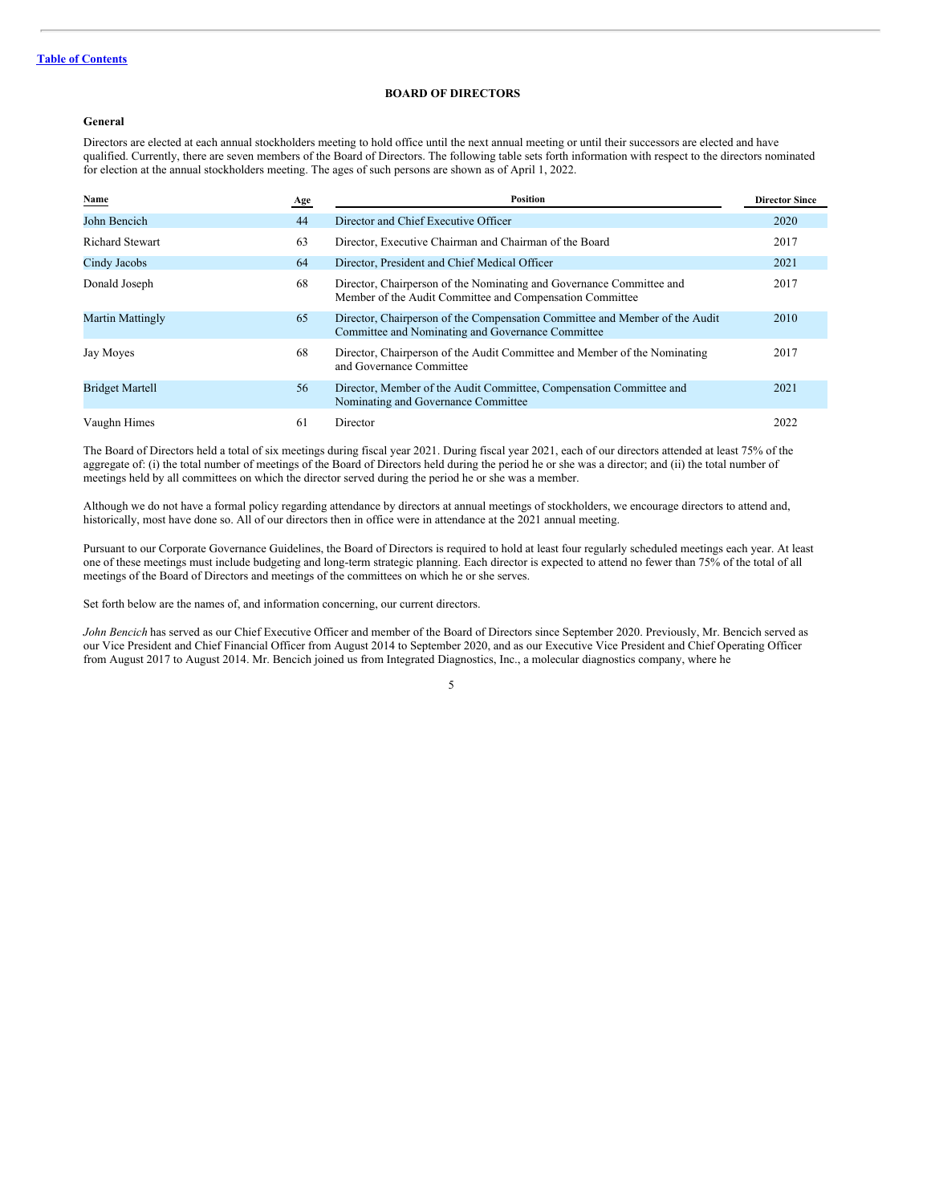[Table of Contents](#)

## BOARD OF DIRECTORS

### General

Directors are elected at each annual stockholders meeting to hold office until the next annual meeting or until their successors are elected and have qualified. Currently, there are seven members of the Board of Directors. The following table sets forth information with respect to the directors nominated for election at the annual stockholders meeting. The ages of such persons are shown as of April 1, 2022.

| Name | Age | Position | Director Since |
|---|---|---|---|
| John Bencich | 44 | Director and Chief Executive Officer | 2020 |
| Richard Stewart | 63 | Director, Executive Chairman and Chairman of the Board | 2017 |
| Cindy Jacobs | 64 | Director, President and Chief Medical Officer | 2021 |
| Donald Joseph | 68 | Director, Chairperson of the Nominating and Governance Committee and Member of the Audit Committee and Compensation Committee | 2017 |
| Martin Mattingly | 65 | Director, Chairperson of the Compensation Committee and Member of the Audit Committee and Nominating and Governance Committee | 2010 |
| Jay Moyes | 68 | Director, Chairperson of the Audit Committee and Member of the Nominating and Governance Committee | 2017 |
| Bridget Martell | 56 | Director, Member of the Audit Committee, Compensation Committee and Nominating and Governance Committee | 2021 |
| Vaughn Himes | 61 | Director | 2022 |

The Board of Directors held a total of six meetings during fiscal year 2021. During fiscal year 2021, each of our directors attended at least 75% of the aggregate of: (i) the total number of meetings of the Board of Directors held during the period he or she was a director; and (ii) the total number of meetings held by all committees on which the director served during the period he or she was a member.

Although we do not have a formal policy regarding attendance by directors at annual meetings of stockholders, we encourage directors to attend and, historically, most have done so. All of our directors then in office were in attendance at the 2021 annual meeting.

Pursuant to our Corporate Governance Guidelines, the Board of Directors is required to hold at least four regularly scheduled meetings each year. At least one of these meetings must include budgeting and long-term strategic planning. Each director is expected to attend no fewer than 75% of the total of all meetings of the Board of Directors and meetings of the committees on which he or she serves.

Set forth below are the names of, and information concerning, our current directors.

*John Bencich* has served as our Chief Executive Officer and member of the Board of Directors since September 2020. Previously, Mr. Bencich served as our Vice President and Chief Financial Officer from August 2014 to September 2020, and as our Executive Vice President and Chief Operating Officer from August 2017 to August 2014. Mr. Bencich joined us from Integrated Diagnostics, Inc., a molecular diagnostics company, where he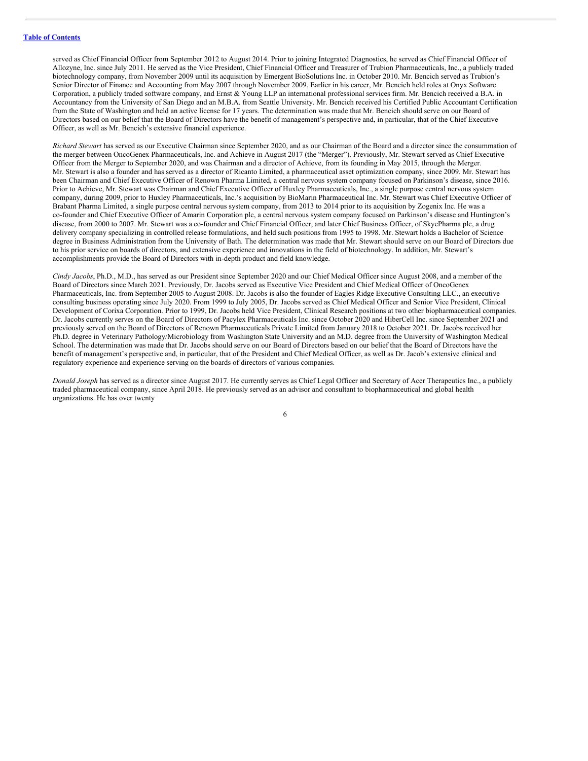served as Chief Financial Officer from September 2012 to August 2014. Prior to joining Integrated Diagnostics, he served as Chief Financial Officer of Allozyne, Inc. since July 2011. He served as the Vice President, Chief Financial Officer and Treasurer of Trubion Pharmaceuticals, Inc., a publicly traded biotechnology company, from November 2009 until its acquisition by Emergent BioSolutions Inc. in October 2010. Mr. Bencich served as Trubion's Senior Director of Finance and Accounting from May 2007 through November 2009. Earlier in his career, Mr. Bencich held roles at Onyx Software Corporation, a publicly traded software company, and Ernst & Young LLP an international professional services firm. Mr. Bencich received a B.A. in Accountancy from the University of San Diego and an M.B.A. from Seattle University. Mr. Bencich received his Certified Public Accountant Certification from the State of Washington and held an active license for 17 years. The determination was made that Mr. Bencich should serve on our Board of Directors based on our belief that the Board of Directors have the benefit of management's perspective and, in particular, that of the Chief Executive Officer, as well as Mr. Bencich's extensive financial experience.

*Richard Stewart* has served as our Executive Chairman since September 2020, and as our Chairman of the Board and a director since the consummation of the merger between OncoGenex Pharmaceuticals, Inc. and Achieve in August 2017 (the "Merger"). Previously, Mr. Stewart served as Chief Executive Officer from the Merger to September 2020, and was Chairman and a director of Achieve, from its founding in May 2015, through the Merger. Mr. Stewart is also a founder and has served as a director of Ricanto Limited, a pharmaceutical asset optimization company, since 2009. Mr. Stewart has been Chairman and Chief Executive Officer of Renown Pharma Limited, a central nervous system company focused on Parkinson's disease, since 2016. Prior to Achieve, Mr. Stewart was Chairman and Chief Executive Officer of Huxley Pharmaceuticals, Inc., a single purpose central nervous system company, during 2009, prior to Huxley Pharmaceuticals, Inc.'s acquisition by BioMarin Pharmaceutical Inc. Mr. Stewart was Chief Executive Officer of Brabant Pharma Limited, a single purpose central nervous system company, from 2013 to 2014 prior to its acquisition by Zogenix Inc. He was a co-founder and Chief Executive Officer of Amarin Corporation plc, a central nervous system company focused on Parkinson's disease and Huntington's disease, from 2000 to 2007. Mr. Stewart was a co-founder and Chief Financial Officer, and later Chief Business Officer, of SkyePharma plc, a drug delivery company specializing in controlled release formulations, and held such positions from 1995 to 1998. Mr. Stewart holds a Bachelor of Science degree in Business Administration from the University of Bath. The determination was made that Mr. Stewart should serve on our Board of Directors due to his prior service on boards of directors, and extensive experience and innovations in the field of biotechnology. In addition, Mr. Stewart's accomplishments provide the Board of Directors with in-depth product and field knowledge.

*Cindy Jacobs*, Ph.D., M.D., has served as our President since September 2020 and our Chief Medical Officer since August 2008, and a member of the Board of Directors since March 2021. Previously, Dr. Jacobs served as Executive Vice President and Chief Medical Officer of OncoGenex Pharmaceuticals, Inc. from September 2005 to August 2008. Dr. Jacobs is also the founder of Eagles Ridge Executive Consulting LLC., an executive consulting business operating since July 2020. From 1999 to July 2005, Dr. Jacobs served as Chief Medical Officer and Senior Vice President, Clinical Development of Corixa Corporation. Prior to 1999, Dr. Jacobs held Vice President, Clinical Research positions at two other biopharmaceutical companies. Dr. Jacobs currently serves on the Board of Directors of Pacylex Pharmaceuticals Inc. since October 2020 and HiberCell Inc. since September 2021 and previously served on the Board of Directors of Renown Pharmaceuticals Private Limited from January 2018 to October 2021. Dr. Jacobs received her Ph.D. degree in Veterinary Pathology/Microbiology from Washington State University and an M.D. degree from the University of Washington Medical School. The determination was made that Dr. Jacobs should serve on our Board of Directors based on our belief that the Board of Directors have the benefit of management's perspective and, in particular, that of the President and Chief Medical Officer, as well as Dr. Jacob's extensive clinical and regulatory experience and experience serving on the boards of directors of various companies.

*Donald Joseph* has served as a director since August 2017. He currently serves as Chief Legal Officer and Secretary of Acer Therapeutics Inc., a publicly traded pharmaceutical company, since April 2018. He previously served as an advisor and consultant to biopharmaceutical and global health organizations. He has over twenty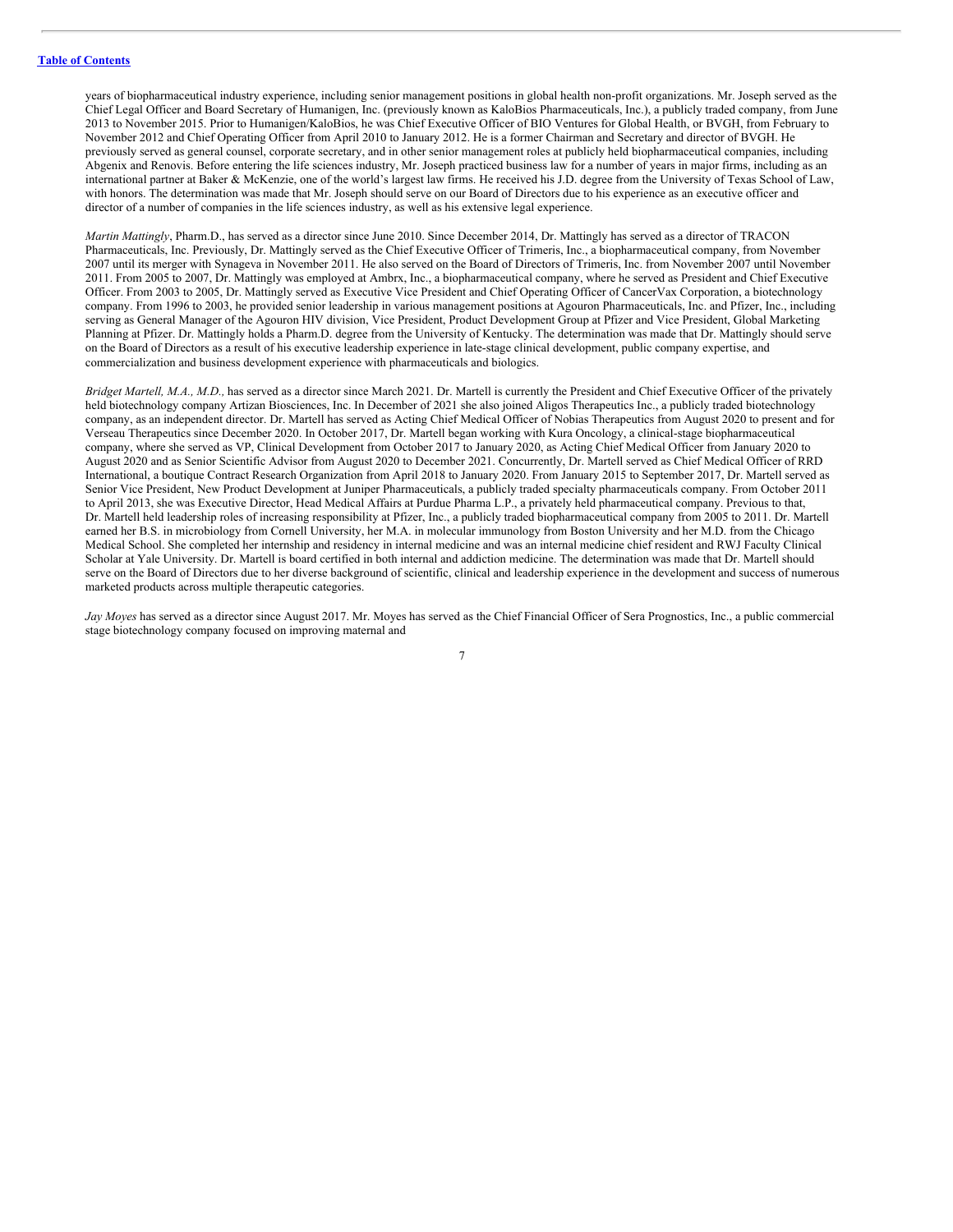years of biopharmaceutical industry experience, including senior management positions in global health non-profit organizations. Mr. Joseph served as the Chief Legal Officer and Board Secretary of Humanigen, Inc. (previously known as KaloBios Pharmaceuticals, Inc.), a publicly traded company, from June 2013 to November 2015. Prior to Humanigen/KaloBios, he was Chief Executive Officer of BIO Ventures for Global Health, or BVGH, from February to November 2012 and Chief Operating Officer from April 2010 to January 2012. He is a former Chairman and Secretary and director of BVGH. He previously served as general counsel, corporate secretary, and in other senior management roles at publicly held biopharmaceutical companies, including Abgenix and Renovis. Before entering the life sciences industry, Mr. Joseph practiced business law for a number of years in major firms, including as an international partner at Baker & McKenzie, one of the world's largest law firms. He received his J.D. degree from the University of Texas School of Law, with honors. The determination was made that Mr. Joseph should serve on our Board of Directors due to his experience as an executive officer and director of a number of companies in the life sciences industry, as well as his extensive legal experience.

*Martin Mattingly*, Pharm.D., has served as a director since June 2010. Since December 2014, Dr. Mattingly has served as a director of TRACON Pharmaceuticals, Inc. Previously, Dr. Mattingly served as the Chief Executive Officer of Trimeris, Inc., a biopharmaceutical company, from November 2007 until its merger with Synageva in November 2011. He also served on the Board of Directors of Trimeris, Inc. from November 2007 until November 2011. From 2005 to 2007, Dr. Mattingly was employed at Ambrx, Inc., a biopharmaceutical company, where he served as President and Chief Executive Officer. From 2003 to 2005, Dr. Mattingly served as Executive Vice President and Chief Operating Officer of CancerVax Corporation, a biotechnology company. From 1996 to 2003, he provided senior leadership in various management positions at Agouron Pharmaceuticals, Inc. and Pfizer, Inc., including serving as General Manager of the Agouron HIV division, Vice President, Product Development Group at Pfizer and Vice President, Global Marketing Planning at Pfizer. Dr. Mattingly holds a Pharm.D. degree from the University of Kentucky. The determination was made that Dr. Mattingly should serve on the Board of Directors as a result of his executive leadership experience in late-stage clinical development, public company expertise, and commercialization and business development experience with pharmaceuticals and biologics.

*Bridget Martell, M.A., M.D.,* has served as a director since March 2021. Dr. Martell is currently the President and Chief Executive Officer of the privately held biotechnology company Artizan Biosciences, Inc. In December of 2021 she also joined Aligos Therapeutics Inc., a publicly traded biotechnology company, as an independent director. Dr. Martell has served as Acting Chief Medical Officer of Nobias Therapeutics from August 2020 to present and for Verseau Therapeutics since December 2020. In October 2017, Dr. Martell began working with Kura Oncology, a clinical-stage biopharmaceutical company, where she served as VP, Clinical Development from October 2017 to January 2020, as Acting Chief Medical Officer from January 2020 to August 2020 and as Senior Scientific Advisor from August 2020 to December 2021. Concurrently, Dr. Martell served as Chief Medical Officer of RRD International, a boutique Contract Research Organization from April 2018 to January 2020. From January 2015 to September 2017, Dr. Martell served as Senior Vice President, New Product Development at Juniper Pharmaceuticals, a publicly traded specialty pharmaceuticals company. From October 2011 to April 2013, she was Executive Director, Head Medical Affairs at Purdue Pharma L.P., a privately held pharmaceutical company. Previous to that, Dr. Martell held leadership roles of increasing responsibility at Pfizer, Inc., a publicly traded biopharmaceutical company from 2005 to 2011. Dr. Martell earned her B.S. in microbiology from Cornell University, her M.A. in molecular immunology from Boston University and her M.D. from the Chicago Medical School. She completed her internship and residency in internal medicine and was an internal medicine chief resident and RWJ Faculty Clinical Scholar at Yale University. Dr. Martell is board certified in both internal and addiction medicine. The determination was made that Dr. Martell should serve on the Board of Directors due to her diverse background of scientific, clinical and leadership experience in the development and success of numerous marketed products across multiple therapeutic categories.

*Jay Moyes* has served as a director since August 2017. Mr. Moyes has served as the Chief Financial Officer of Sera Prognostics, Inc., a public commercial stage biotechnology company focused on improving maternal and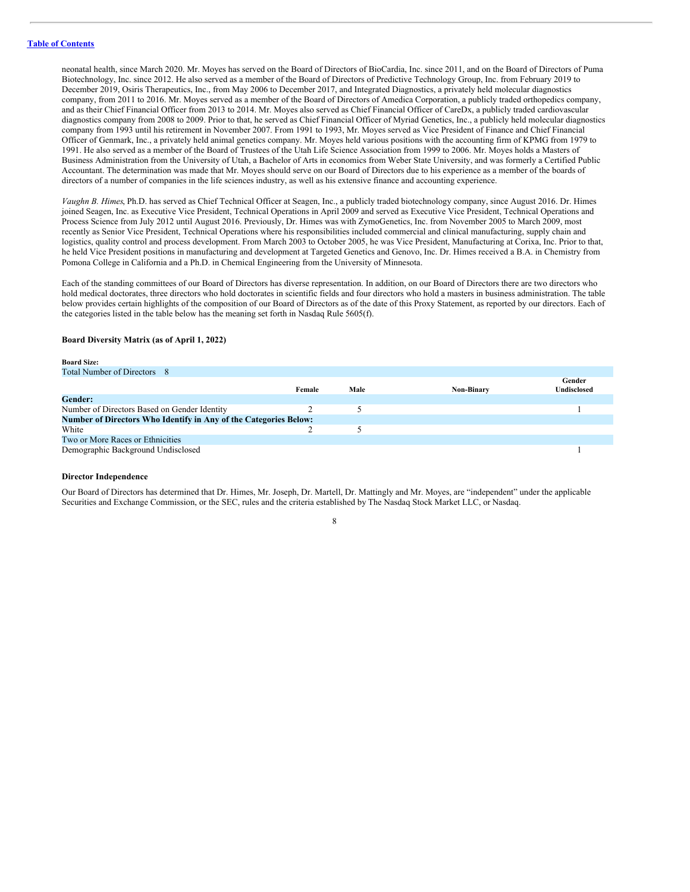neonatal health, since March 2020. Mr. Moyes has served on the Board of Directors of BioCardia, Inc. since 2011, and on the Board of Directors of Puma Biotechnology, Inc. since 2012. He also served as a member of the Board of Directors of Predictive Technology Group, Inc. from February 2019 to December 2019, Osiris Therapeutics, Inc., from May 2006 to December 2017, and Integrated Diagnostics, a privately held molecular diagnostics company, from 2011 to 2016. Mr. Moyes served as a member of the Board of Directors of Amedica Corporation, a publicly traded orthopedics company, and as their Chief Financial Officer from 2013 to 2014. Mr. Moyes also served as Chief Financial Officer of CareDx, a publicly traded cardiovascular diagnostics company from 2008 to 2009. Prior to that, he served as Chief Financial Officer of Myriad Genetics, Inc., a publicly held molecular diagnostics company from 1993 until his retirement in November 2007. From 1991 to 1993, Mr. Moyes served as Vice President of Finance and Chief Financial Officer of Genmark, Inc., a privately held animal genetics company. Mr. Moyes held various positions with the accounting firm of KPMG from 1979 to 1991. He also served as a member of the Board of Trustees of the Utah Life Science Association from 1999 to 2006. Mr. Moyes holds a Masters of Business Administration from the University of Utah, a Bachelor of Arts in economics from Weber State University, and was formerly a Certified Public Accountant. The determination was made that Mr. Moyes should serve on our Board of Directors due to his experience as a member of the boards of directors of a number of companies in the life sciences industry, as well as his extensive finance and accounting experience.

*Vaughn B. Himes*, Ph.D. has served as Chief Technical Officer at Seagen, Inc., a publicly traded biotechnology company, since August 2016. Dr. Himes joined Seagen, Inc. as Executive Vice President, Technical Operations in April 2009 and served as Executive Vice President, Technical Operations and Process Science from July 2012 until August 2016. Previously, Dr. Himes was with ZymoGenetics, Inc. from November 2005 to March 2009, most recently as Senior Vice President, Technical Operations where his responsibilities included commercial and clinical manufacturing, supply chain and logistics, quality control and process development. From March 2003 to October 2005, he was Vice President, Manufacturing at Corixa, Inc. Prior to that, he held Vice President positions in manufacturing and development at Targeted Genetics and Genovo, Inc. Dr. Himes received a B.A. in Chemistry from Pomona College in California and a Ph.D. in Chemical Engineering from the University of Minnesota.

Each of the standing committees of our Board of Directors has diverse representation. In addition, on our Board of Directors there are two directors who hold medical doctorates, three directors who hold doctorates in scientific fields and four directors who hold a masters in business administration. The table below provides certain highlights of the composition of our Board of Directors as of the date of this Proxy Statement, as reported by our directors. Each of the categories listed in the table below has the meaning set forth in Nasdaq Rule 5605(f).

### Board Diversity Matrix (as of April 1, 2022)

| **Board Size:** | | | | |
|---|---|---|---|---|
| Total Number of Directors 8 | | | | |
| | **Female** | **Male** | **Non-Binary** | **Gender Undisclosed** |
| **Gender:** | | | | |
| Number of Directors Based on Gender Identity | 2 | 5 | | 1 |
| **Number of Directors Who Identify in Any of the Categories Below:** | | | | |
| White | 2 | 5 | | |
| Two or More Races or Ethnicities | | | | |
| Demographic Background Undisclosed | | | | 1 |

### Director Independence

Our Board of Directors has determined that Dr. Himes, Mr. Joseph, Dr. Martell, Dr. Mattingly and Mr. Moyes, are "independent" under the applicable Securities and Exchange Commission, or the SEC, rules and the criteria established by The Nasdaq Stock Market LLC, or Nasdaq.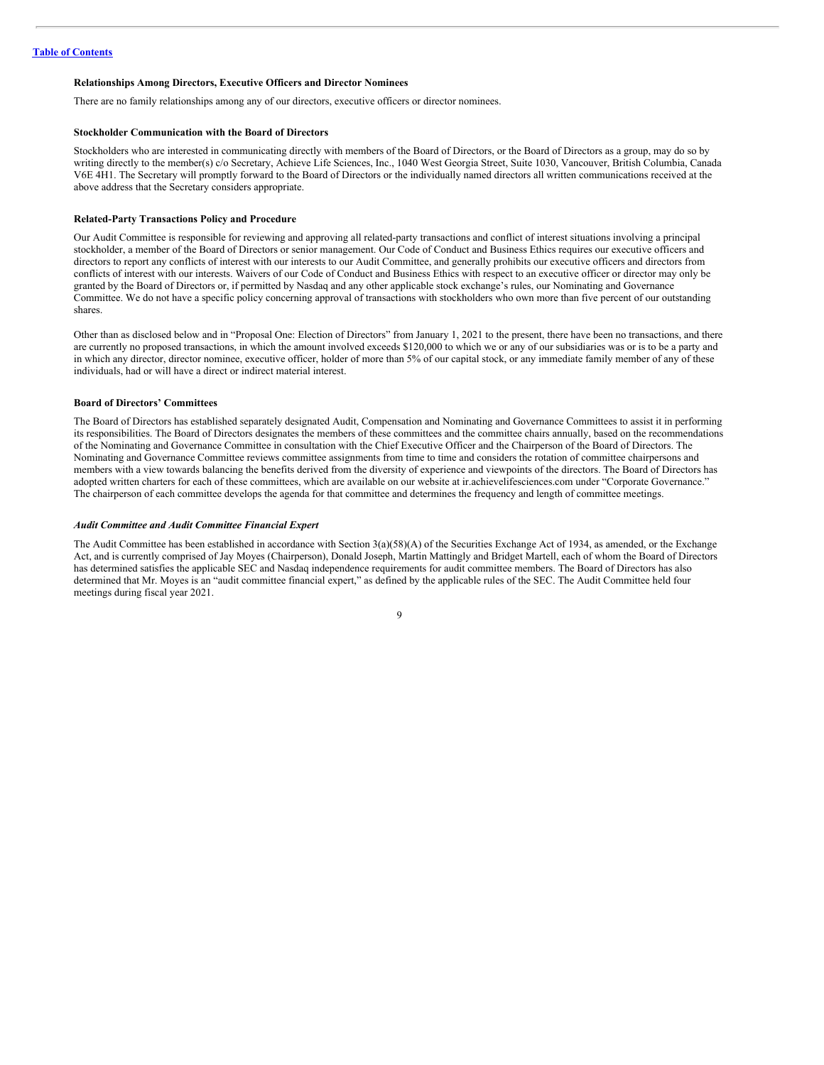**Relationships Among Directors, Executive Officers and Director Nominees**

There are no family relationships among any of our directors, executive officers or director nominees.

**Stockholder Communication with the Board of Directors**

Stockholders who are interested in communicating directly with members of the Board of Directors, or the Board of Directors as a group, may do so by writing directly to the member(s) c/o Secretary, Achieve Life Sciences, Inc., 1040 West Georgia Street, Suite 1030, Vancouver, British Columbia, Canada V6E 4H1. The Secretary will promptly forward to the Board of Directors or the individually named directors all written communications received at the above address that the Secretary considers appropriate.

**Related-Party Transactions Policy and Procedure**

Our Audit Committee is responsible for reviewing and approving all related-party transactions and conflict of interest situations involving a principal stockholder, a member of the Board of Directors or senior management. Our Code of Conduct and Business Ethics requires our executive officers and directors to report any conflicts of interest with our interests to our Audit Committee, and generally prohibits our executive officers and directors from conflicts of interest with our interests. Waivers of our Code of Conduct and Business Ethics with respect to an executive officer or director may only be granted by the Board of Directors or, if permitted by Nasdaq and any other applicable stock exchange's rules, our Nominating and Governance Committee. We do not have a specific policy concerning approval of transactions with stockholders who own more than five percent of our outstanding shares.

Other than as disclosed below and in "Proposal One: Election of Directors" from January 1, 2021 to the present, there have been no transactions, and there are currently no proposed transactions, in which the amount involved exceeds $120,000 to which we or any of our subsidiaries was or is to be a party and in which any director, director nominee, executive officer, holder of more than 5% of our capital stock, or any immediate family member of any of these individuals, had or will have a direct or indirect material interest.

**Board of Directors' Committees**

The Board of Directors has established separately designated Audit, Compensation and Nominating and Governance Committees to assist it in performing its responsibilities. The Board of Directors designates the members of these committees and the committee chairs annually, based on the recommendations of the Nominating and Governance Committee in consultation with the Chief Executive Officer and the Chairperson of the Board of Directors. The Nominating and Governance Committee reviews committee assignments from time to time and considers the rotation of committee chairpersons and members with a view towards balancing the benefits derived from the diversity of experience and viewpoints of the directors. The Board of Directors has adopted written charters for each of these committees, which are available on our website at ir.achievelifesciences.com under "Corporate Governance." The chairperson of each committee develops the agenda for that committee and determines the frequency and length of committee meetings.

***Audit Committee and Audit Committee Financial Expert***

The Audit Committee has been established in accordance with Section 3(a)(58)(A) of the Securities Exchange Act of 1934, as amended, or the Exchange Act, and is currently comprised of Jay Moyes (Chairperson), Donald Joseph, Martin Mattingly and Bridget Martell, each of whom the Board of Directors has determined satisfies the applicable SEC and Nasdaq independence requirements for audit committee members. The Board of Directors has also determined that Mr. Moyes is an "audit committee financial expert," as defined by the applicable rules of the SEC. The Audit Committee held four meetings during fiscal year 2021.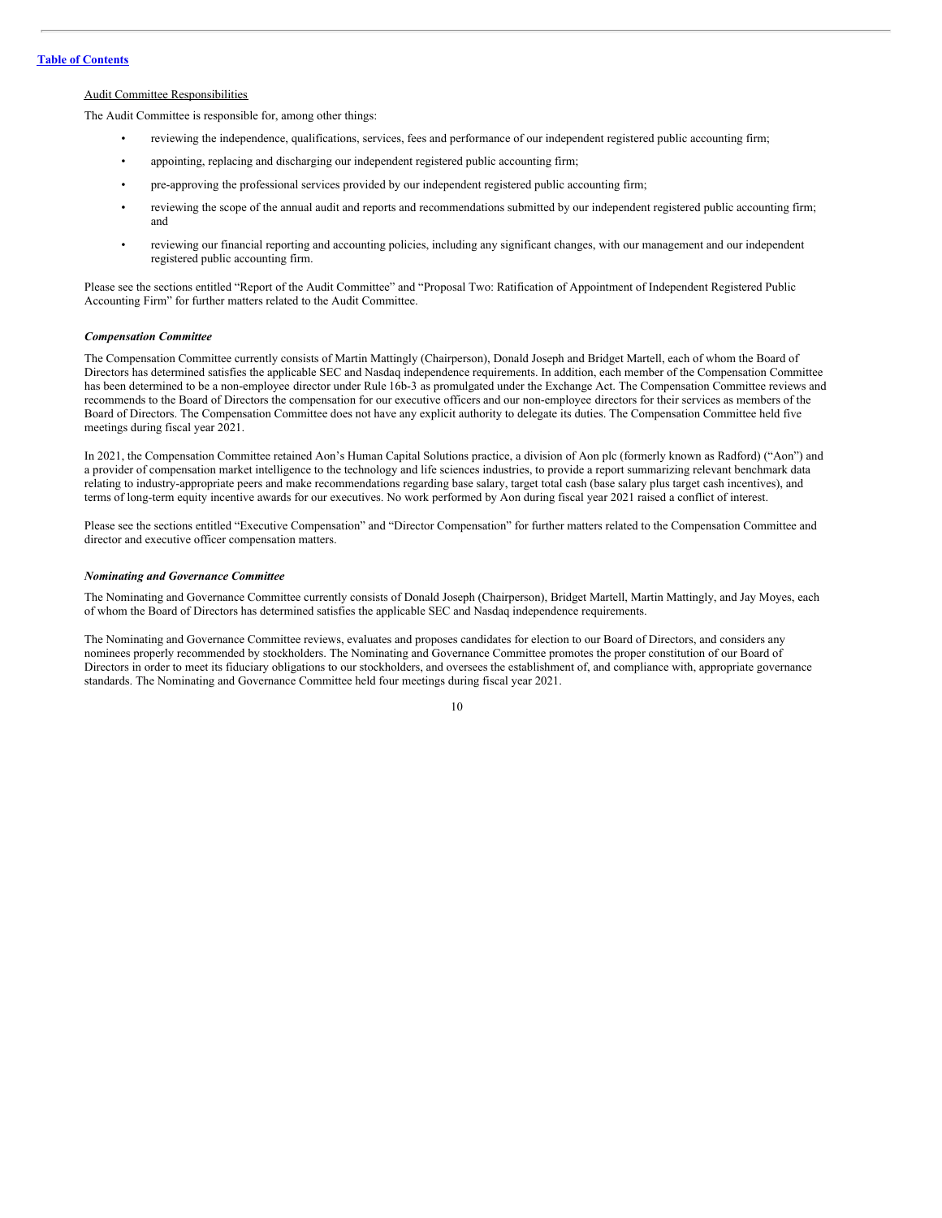Audit Committee Responsibilities

The Audit Committee is responsible for, among other things:

- reviewing the independence, qualifications, services, fees and performance of our independent registered public accounting firm;
- appointing, replacing and discharging our independent registered public accounting firm;
- pre-approving the professional services provided by our independent registered public accounting firm;
- reviewing the scope of the annual audit and reports and recommendations submitted by our independent registered public accounting firm; and
- reviewing our financial reporting and accounting policies, including any significant changes, with our management and our independent registered public accounting firm.

Please see the sections entitled "Report of the Audit Committee" and "Proposal Two: Ratification of Appointment of Independent Registered Public Accounting Firm" for further matters related to the Audit Committee.

### *Compensation Committee*

The Compensation Committee currently consists of Martin Mattingly (Chairperson), Donald Joseph and Bridget Martell, each of whom the Board of Directors has determined satisfies the applicable SEC and Nasdaq independence requirements. In addition, each member of the Compensation Committee has been determined to be a non-employee director under Rule 16b-3 as promulgated under the Exchange Act. The Compensation Committee reviews and recommends to the Board of Directors the compensation for our executive officers and our non-employee directors for their services as members of the Board of Directors. The Compensation Committee does not have any explicit authority to delegate its duties. The Compensation Committee held five meetings during fiscal year 2021.

In 2021, the Compensation Committee retained Aon's Human Capital Solutions practice, a division of Aon plc (formerly known as Radford) ("Aon") and a provider of compensation market intelligence to the technology and life sciences industries, to provide a report summarizing relevant benchmark data relating to industry-appropriate peers and make recommendations regarding base salary, target total cash (base salary plus target cash incentives), and terms of long-term equity incentive awards for our executives. No work performed by Aon during fiscal year 2021 raised a conflict of interest.

Please see the sections entitled "Executive Compensation" and "Director Compensation" for further matters related to the Compensation Committee and director and executive officer compensation matters.

### *Nominating and Governance Committee*

The Nominating and Governance Committee currently consists of Donald Joseph (Chairperson), Bridget Martell, Martin Mattingly, and Jay Moyes, each of whom the Board of Directors has determined satisfies the applicable SEC and Nasdaq independence requirements.

The Nominating and Governance Committee reviews, evaluates and proposes candidates for election to our Board of Directors, and considers any nominees properly recommended by stockholders. The Nominating and Governance Committee promotes the proper constitution of our Board of Directors in order to meet its fiduciary obligations to our stockholders, and oversees the establishment of, and compliance with, appropriate governance standards. The Nominating and Governance Committee held four meetings during fiscal year 2021.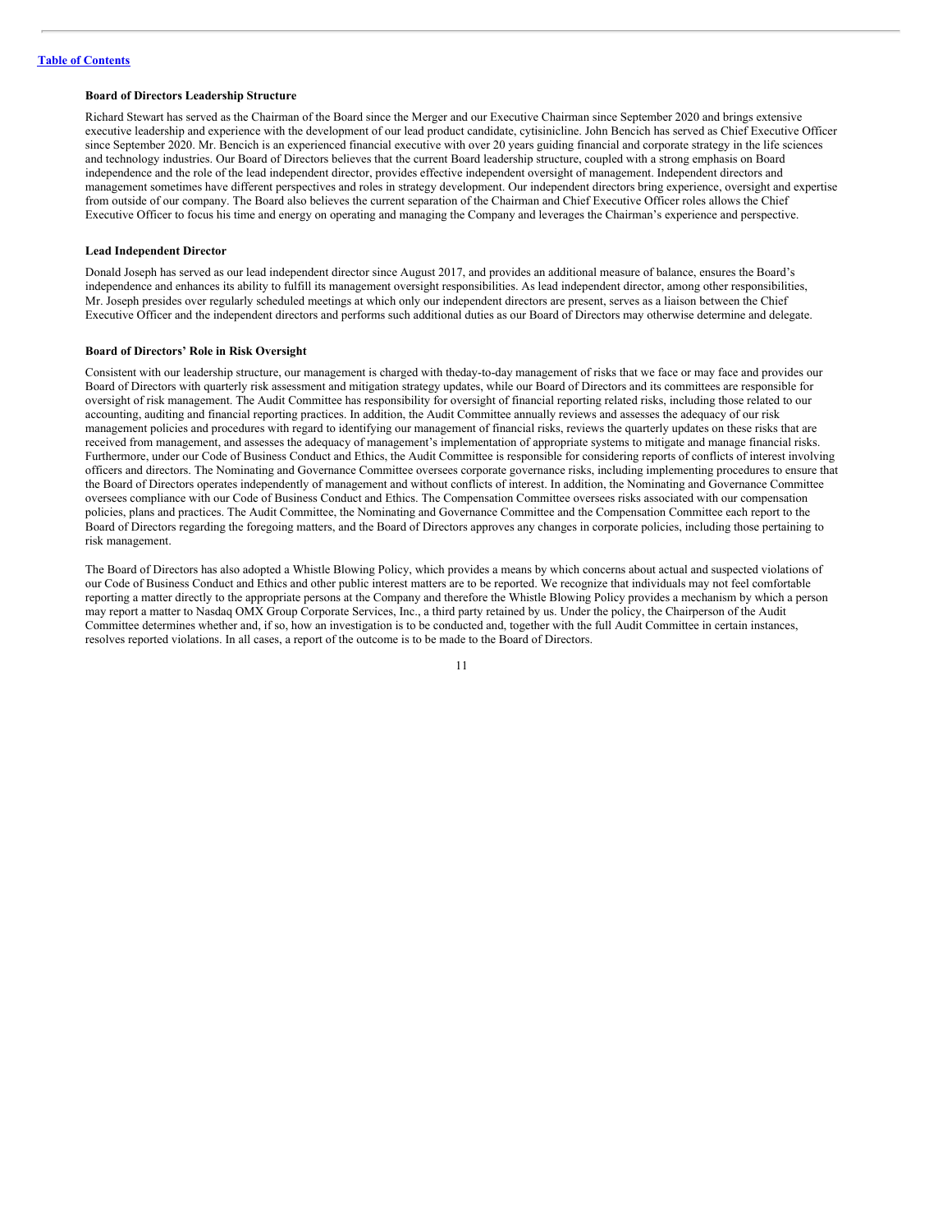**Board of Directors Leadership Structure**

Richard Stewart has served as the Chairman of the Board since the Merger and our Executive Chairman since September 2020 and brings extensive executive leadership and experience with the development of our lead product candidate, cytisinicline. John Bencich has served as Chief Executive Officer since September 2020. Mr. Bencich is an experienced financial executive with over 20 years guiding financial and corporate strategy in the life sciences and technology industries. Our Board of Directors believes that the current Board leadership structure, coupled with a strong emphasis on Board independence and the role of the lead independent director, provides effective independent oversight of management. Independent directors and management sometimes have different perspectives and roles in strategy development. Our independent directors bring experience, oversight and expertise from outside of our company. The Board also believes the current separation of the Chairman and Chief Executive Officer roles allows the Chief Executive Officer to focus his time and energy on operating and managing the Company and leverages the Chairman's experience and perspective.

**Lead Independent Director**

Donald Joseph has served as our lead independent director since August 2017, and provides an additional measure of balance, ensures the Board's independence and enhances its ability to fulfill its management oversight responsibilities. As lead independent director, among other responsibilities, Mr. Joseph presides over regularly scheduled meetings at which only our independent directors are present, serves as a liaison between the Chief Executive Officer and the independent directors and performs such additional duties as our Board of Directors may otherwise determine and delegate.

**Board of Directors' Role in Risk Oversight**

Consistent with our leadership structure, our management is charged with theday-to-day management of risks that we face or may face and provides our Board of Directors with quarterly risk assessment and mitigation strategy updates, while our Board of Directors and its committees are responsible for oversight of risk management. The Audit Committee has responsibility for oversight of financial reporting related risks, including those related to our accounting, auditing and financial reporting practices. In addition, the Audit Committee annually reviews and assesses the adequacy of our risk management policies and procedures with regard to identifying our management of financial risks, reviews the quarterly updates on these risks that are received from management, and assesses the adequacy of management's implementation of appropriate systems to mitigate and manage financial risks. Furthermore, under our Code of Business Conduct and Ethics, the Audit Committee is responsible for considering reports of conflicts of interest involving officers and directors. The Nominating and Governance Committee oversees corporate governance risks, including implementing procedures to ensure that the Board of Directors operates independently of management and without conflicts of interest. In addition, the Nominating and Governance Committee oversees compliance with our Code of Business Conduct and Ethics. The Compensation Committee oversees risks associated with our compensation policies, plans and practices. The Audit Committee, the Nominating and Governance Committee and the Compensation Committee each report to the Board of Directors regarding the foregoing matters, and the Board of Directors approves any changes in corporate policies, including those pertaining to risk management.

The Board of Directors has also adopted a Whistle Blowing Policy, which provides a means by which concerns about actual and suspected violations of our Code of Business Conduct and Ethics and other public interest matters are to be reported. We recognize that individuals may not feel comfortable reporting a matter directly to the appropriate persons at the Company and therefore the Whistle Blowing Policy provides a mechanism by which a person may report a matter to Nasdaq OMX Group Corporate Services, Inc., a third party retained by us. Under the policy, the Chairperson of the Audit Committee determines whether and, if so, how an investigation is to be conducted and, together with the full Audit Committee in certain instances, resolves reported violations. In all cases, a report of the outcome is to be made to the Board of Directors.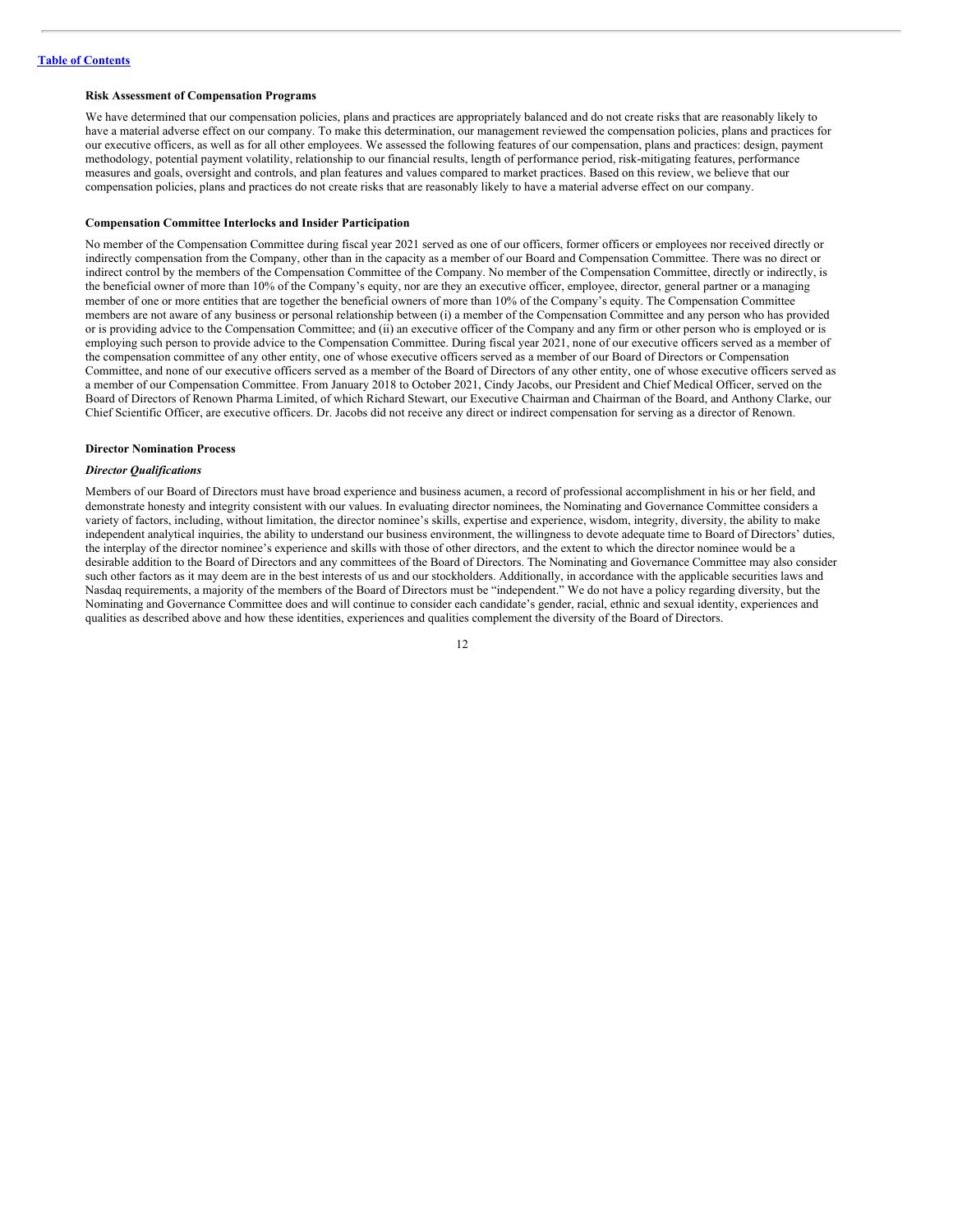### Risk Assessment of Compensation Programs

We have determined that our compensation policies, plans and practices are appropriately balanced and do not create risks that are reasonably likely to have a material adverse effect on our company. To make this determination, our management reviewed the compensation policies, plans and practices for our executive officers, as well as for all other employees. We assessed the following features of our compensation, plans and practices: design, payment methodology, potential payment volatility, relationship to our financial results, length of performance period, risk-mitigating features, performance measures and goals, oversight and controls, and plan features and values compared to market practices. Based on this review, we believe that our compensation policies, plans and practices do not create risks that are reasonably likely to have a material adverse effect on our company.

### Compensation Committee Interlocks and Insider Participation

No member of the Compensation Committee during fiscal year 2021 served as one of our officers, former officers or employees nor received directly or indirectly compensation from the Company, other than in the capacity as a member of our Board and Compensation Committee. There was no direct or indirect control by the members of the Compensation Committee of the Company. No member of the Compensation Committee, directly or indirectly, is the beneficial owner of more than 10% of the Company's equity, nor are they an executive officer, employee, director, general partner or a managing member of one or more entities that are together the beneficial owners of more than 10% of the Company's equity. The Compensation Committee members are not aware of any business or personal relationship between (i) a member of the Compensation Committee and any person who has provided or is providing advice to the Compensation Committee; and (ii) an executive officer of the Company and any firm or other person who is employed or is employing such person to provide advice to the Compensation Committee. During fiscal year 2021, none of our executive officers served as a member of the compensation committee of any other entity, one of whose executive officers served as a member of our Board of Directors or Compensation Committee, and none of our executive officers served as a member of the Board of Directors of any other entity, one of whose executive officers served as a member of our Compensation Committee. From January 2018 to October 2021, Cindy Jacobs, our President and Chief Medical Officer, served on the Board of Directors of Renown Pharma Limited, of which Richard Stewart, our Executive Chairman and Chairman of the Board, and Anthony Clarke, our Chief Scientific Officer, are executive officers. Dr. Jacobs did not receive any direct or indirect compensation for serving as a director of Renown.

### Director Nomination Process

#### *Director Qualifications*

Members of our Board of Directors must have broad experience and business acumen, a record of professional accomplishment in his or her field, and demonstrate honesty and integrity consistent with our values. In evaluating director nominees, the Nominating and Governance Committee considers a variety of factors, including, without limitation, the director nominee's skills, expertise and experience, wisdom, integrity, diversity, the ability to make independent analytical inquiries, the ability to understand our business environment, the willingness to devote adequate time to Board of Directors' duties, the interplay of the director nominee's experience and skills with those of other directors, and the extent to which the director nominee would be a desirable addition to the Board of Directors and any committees of the Board of Directors. The Nominating and Governance Committee may also consider such other factors as it may deem are in the best interests of us and our stockholders. Additionally, in accordance with the applicable securities laws and Nasdaq requirements, a majority of the members of the Board of Directors must be "independent." We do not have a policy regarding diversity, but the Nominating and Governance Committee does and will continue to consider each candidate's gender, racial, ethnic and sexual identity, experiences and qualities as described above and how these identities, experiences and qualities complement the diversity of the Board of Directors.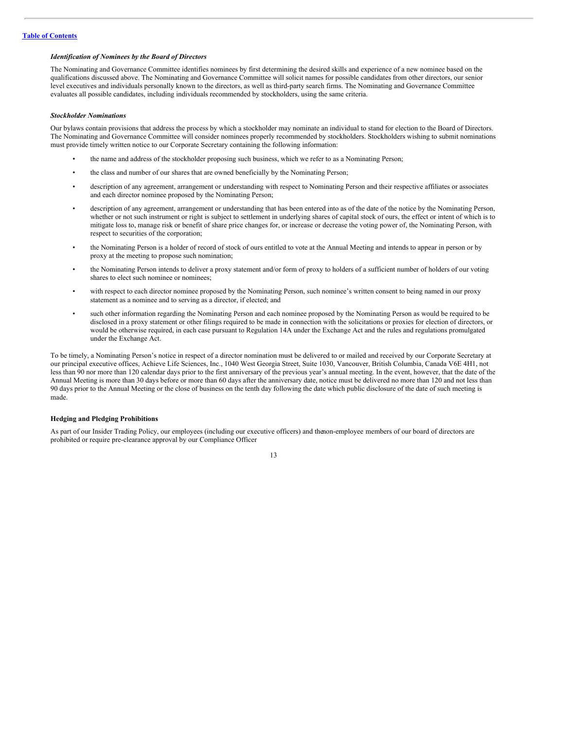### *Identification of Nominees by the Board of Directors*

The Nominating and Governance Committee identifies nominees by first determining the desired skills and experience of a new nominee based on the qualifications discussed above. The Nominating and Governance Committee will solicit names for possible candidates from other directors, our senior level executives and individuals personally known to the directors, as well as third-party search firms. The Nominating and Governance Committee evaluates all possible candidates, including individuals recommended by stockholders, using the same criteria.

### *Stockholder Nominations*

Our bylaws contain provisions that address the process by which a stockholder may nominate an individual to stand for election to the Board of Directors. The Nominating and Governance Committee will consider nominees properly recommended by stockholders. Stockholders wishing to submit nominations must provide timely written notice to our Corporate Secretary containing the following information:

- the name and address of the stockholder proposing such business, which we refer to as a Nominating Person;
- the class and number of our shares that are owned beneficially by the Nominating Person;
- description of any agreement, arrangement or understanding with respect to Nominating Person and their respective affiliates or associates and each director nominee proposed by the Nominating Person;
- description of any agreement, arrangement or understanding that has been entered into as of the date of the notice by the Nominating Person, whether or not such instrument or right is subject to settlement in underlying shares of capital stock of ours, the effect or intent of which is to mitigate loss to, manage risk or benefit of share price changes for, or increase or decrease the voting power of, the Nominating Person, with respect to securities of the corporation;
- the Nominating Person is a holder of record of stock of ours entitled to vote at the Annual Meeting and intends to appear in person or by proxy at the meeting to propose such nomination;
- the Nominating Person intends to deliver a proxy statement and/or form of proxy to holders of a sufficient number of holders of our voting shares to elect such nominee or nominees;
- with respect to each director nominee proposed by the Nominating Person, such nominee's written consent to being named in our proxy statement as a nominee and to serving as a director, if elected; and
- such other information regarding the Nominating Person and each nominee proposed by the Nominating Person as would be required to be disclosed in a proxy statement or other filings required to be made in connection with the solicitations or proxies for election of directors, or would be otherwise required, in each case pursuant to Regulation 14A under the Exchange Act and the rules and regulations promulgated under the Exchange Act.

To be timely, a Nominating Person's notice in respect of a director nomination must be delivered to or mailed and received by our Corporate Secretary at our principal executive offices, Achieve Life Sciences, Inc., 1040 West Georgia Street, Suite 1030, Vancouver, British Columbia, Canada V6E 4H1, not less than 90 nor more than 120 calendar days prior to the first anniversary of the previous year's annual meeting. In the event, however, that the date of the Annual Meeting is more than 30 days before or more than 60 days after the anniversary date, notice must be delivered no more than 120 and not less than 90 days prior to the Annual Meeting or the close of business on the tenth day following the date which public disclosure of the date of such meeting is made.

### **Hedging and Pledging Prohibitions**

As part of our Insider Trading Policy, our employees (including our executive officers) and the non-employee members of our board of directors are prohibited or require pre-clearance approval by our Compliance Officer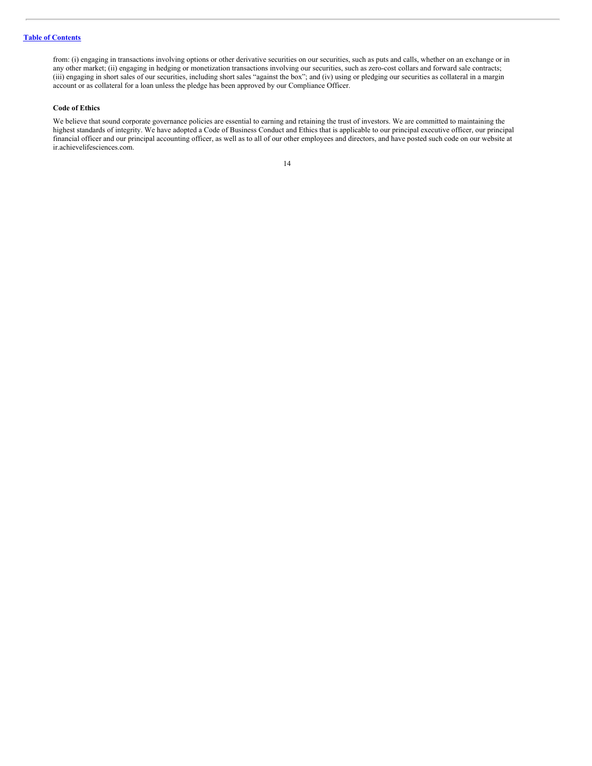from: (i) engaging in transactions involving options or other derivative securities on our securities, such as puts and calls, whether on an exchange or in any other market; (ii) engaging in hedging or monetization transactions involving our securities, such as zero-cost collars and forward sale contracts; (iii) engaging in short sales of our securities, including short sales "against the box"; and (iv) using or pledging our securities as collateral in a margin account or as collateral for a loan unless the pledge has been approved by our Compliance Officer.

**Code of Ethics**

We believe that sound corporate governance policies are essential to earning and retaining the trust of investors. We are committed to maintaining the highest standards of integrity. We have adopted a Code of Business Conduct and Ethics that is applicable to our principal executive officer, our principal financial officer and our principal accounting officer, as well as to all of our other employees and directors, and have posted such code on our website at ir.achievelifesciences.com.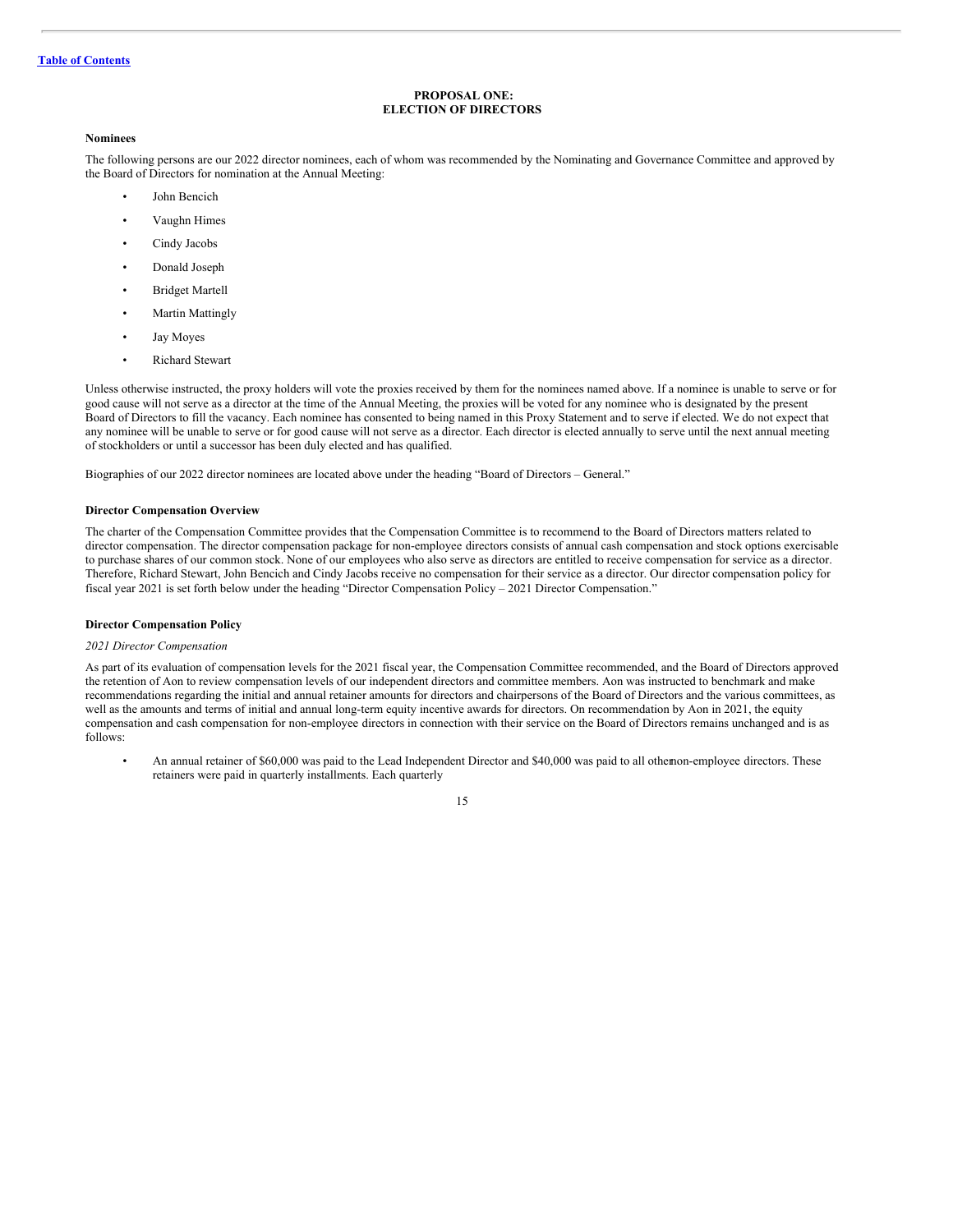# PROPOSAL ONE: ELECTION OF DIRECTORS

### Nominees

The following persons are our 2022 director nominees, each of whom was recommended by the Nominating and Governance Committee and approved by the Board of Directors for nomination at the Annual Meeting:

- John Bencich
- Vaughn Himes
- Cindy Jacobs
- Donald Joseph
- Bridget Martell
- Martin Mattingly
- Jay Moyes
- Richard Stewart

Unless otherwise instructed, the proxy holders will vote the proxies received by them for the nominees named above. If a nominee is unable to serve or for good cause will not serve as a director at the time of the Annual Meeting, the proxies will be voted for any nominee who is designated by the present Board of Directors to fill the vacancy. Each nominee has consented to being named in this Proxy Statement and to serve if elected. We do not expect that any nominee will be unable to serve or for good cause will not serve as a director. Each director is elected annually to serve until the next annual meeting of stockholders or until a successor has been duly elected and has qualified.

Biographies of our 2022 director nominees are located above under the heading "Board of Directors – General."

### Director Compensation Overview

The charter of the Compensation Committee provides that the Compensation Committee is to recommend to the Board of Directors matters related to director compensation. The director compensation package for non-employee directors consists of annual cash compensation and stock options exercisable to purchase shares of our common stock. None of our employees who also serve as directors are entitled to receive compensation for service as a director. Therefore, Richard Stewart, John Bencich and Cindy Jacobs receive no compensation for their service as a director. Our director compensation policy for fiscal year 2021 is set forth below under the heading "Director Compensation Policy – 2021 Director Compensation."

### Director Compensation Policy

*2021 Director Compensation*

As part of its evaluation of compensation levels for the 2021 fiscal year, the Compensation Committee recommended, and the Board of Directors approved the retention of Aon to review compensation levels of our independent directors and committee members. Aon was instructed to benchmark and make recommendations regarding the initial and annual retainer amounts for directors and chairpersons of the Board of Directors and the various committees, as well as the amounts and terms of initial and annual long-term equity incentive awards for directors. On recommendation by Aon in 2021, the equity compensation and cash compensation for non-employee directors in connection with their service on the Board of Directors remains unchanged and is as follows:

- An annual retainer of $60,000 was paid to the Lead Independent Director and $40,000 was paid to all other non-employee directors. These retainers were paid in quarterly installments. Each quarterly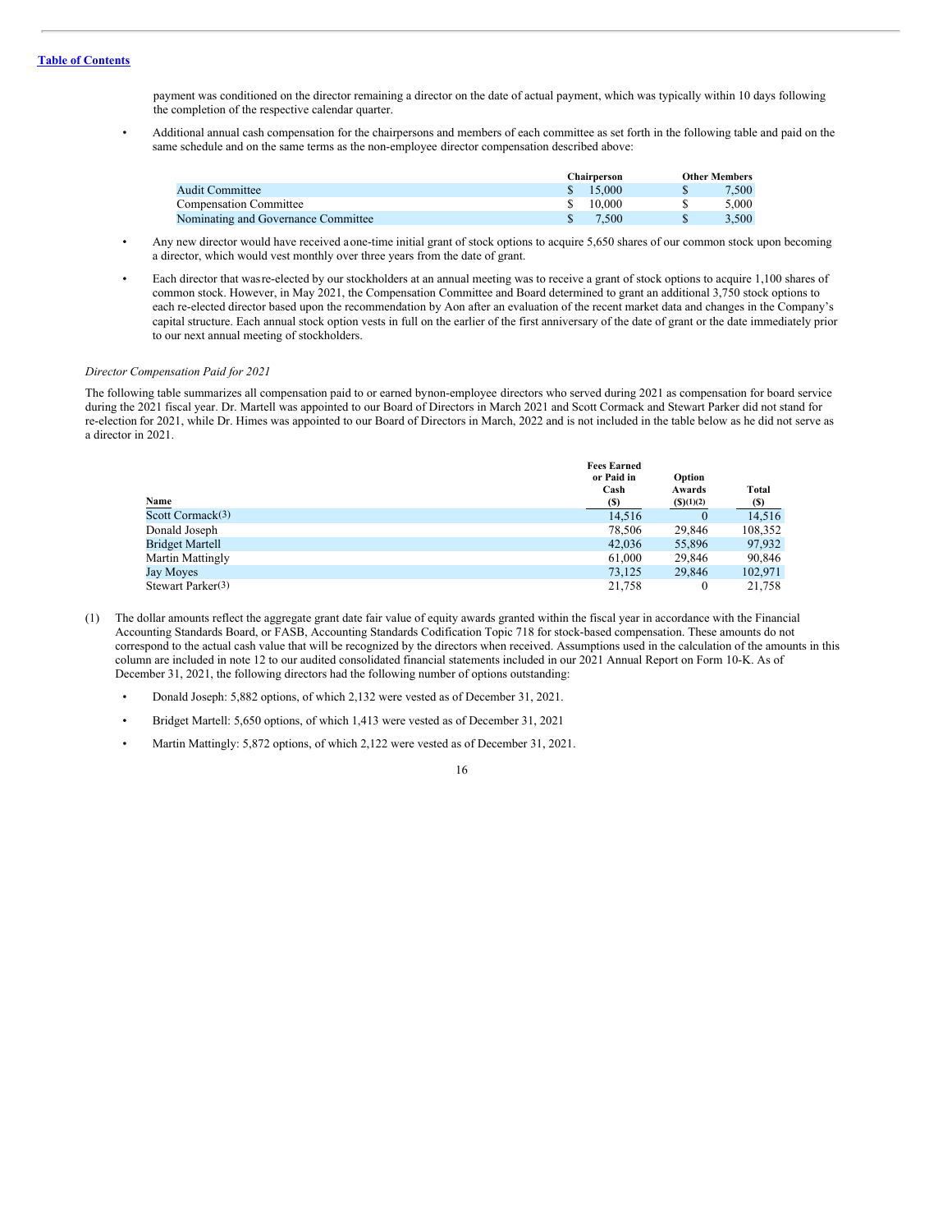payment was conditioned on the director remaining a director on the date of actual payment, which was typically within 10 days following the completion of the respective calendar quarter.

- Additional annual cash compensation for the chairpersons and members of each committee as set forth in the following table and paid on the same schedule and on the same terms as the non-employee director compensation described above:

| | Chairperson | Other Members |
|---|---|---|
| Audit Committee | $ 15,000 | $ 7,500 |
| Compensation Committee | $ 10,000 | $ 5,000 |
| Nominating and Governance Committee | $ 7,500 | $ 3,500 |

- Any new director would have received a one-time initial grant of stock options to acquire 5,650 shares of our common stock upon becoming a director, which would vest monthly over three years from the date of grant.

- Each director that was re-elected by our stockholders at an annual meeting was to receive a grant of stock options to acquire 1,100 shares of common stock. However, in May 2021, the Compensation Committee and Board determined to grant an additional 3,750 stock options to each re-elected director based upon the recommendation by Aon after an evaluation of the recent market data and changes in the Company's capital structure. Each annual stock option vests in full on the earlier of the first anniversary of the date of grant or the date immediately prior to our next annual meeting of stockholders.

*Director Compensation Paid for 2021*

The following table summarizes all compensation paid to or earned by non-employee directors who served during 2021 as compensation for board service during the 2021 fiscal year. Dr. Martell was appointed to our Board of Directors in March 2021 and Scott Cormack and Stewart Parker did not stand for re-election for 2021, while Dr. Himes was appointed to our Board of Directors in March, 2022 and is not included in the table below as he did not serve as a director in 2021.

| Name | Fees Earned or Paid in Cash ($) | Option Awards ($)(1)(2) | Total ($) |
|---|---|---|---|
| Scott Cormack(3) | 14,516 | 0 | 14,516 |
| Donald Joseph | 78,506 | 29,846 | 108,352 |
| Bridget Martell | 42,036 | 55,896 | 97,932 |
| Martin Mattingly | 61,000 | 29,846 | 90,846 |
| Jay Moyes | 73,125 | 29,846 | 102,971 |
| Stewart Parker(3) | 21,758 | 0 | 21,758 |

(1) The dollar amounts reflect the aggregate grant date fair value of equity awards granted within the fiscal year in accordance with the Financial Accounting Standards Board, or FASB, Accounting Standards Codification Topic 718 for stock-based compensation. These amounts do not correspond to the actual cash value that will be recognized by the directors when received. Assumptions used in the calculation of the amounts in this column are included in note 12 to our audited consolidated financial statements included in our 2021 Annual Report on Form 10-K. As of December 31, 2021, the following directors had the following number of options outstanding:

- Donald Joseph: 5,882 options, of which 2,132 were vested as of December 31, 2021.
- Bridget Martell: 5,650 options, of which 1,413 were vested as of December 31, 2021
- Martin Mattingly: 5,872 options, of which 2,122 were vested as of December 31, 2021.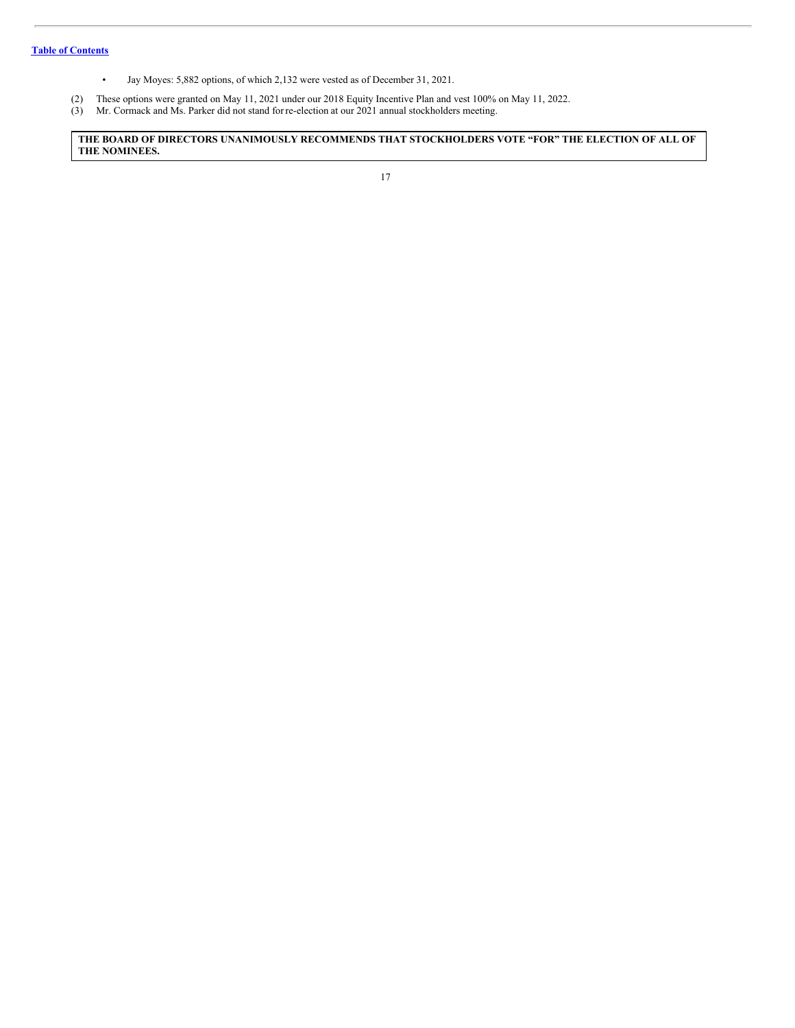- Jay Moyes: 5,882 options, of which 2,132 were vested as of December 31, 2021.

(2) These options were granted on May 11, 2021 under our 2018 Equity Incentive Plan and vest 100% on May 11, 2022.

(3) Mr. Cormack and Ms. Parker did not stand for re-election at our 2021 annual stockholders meeting.

**THE BOARD OF DIRECTORS UNANIMOUSLY RECOMMENDS THAT STOCKHOLDERS VOTE "FOR" THE ELECTION OF ALL OF THE NOMINEES.**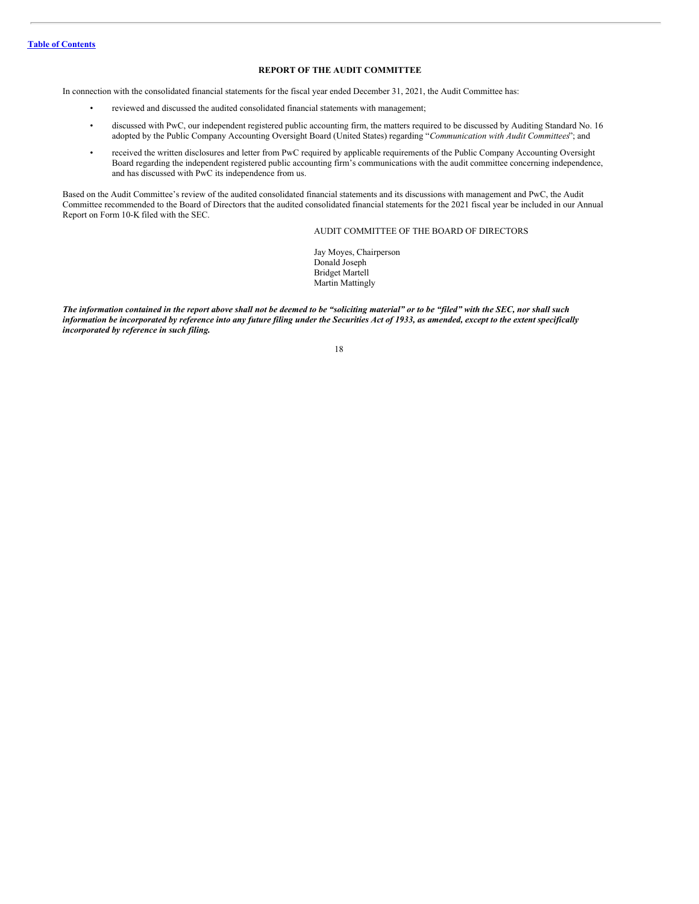## REPORT OF THE AUDIT COMMITTEE

In connection with the consolidated financial statements for the fiscal year ended December 31, 2021, the Audit Committee has:

- reviewed and discussed the audited consolidated financial statements with management;
- discussed with PwC, our independent registered public accounting firm, the matters required to be discussed by Auditing Standard No. 16 adopted by the Public Company Accounting Oversight Board (United States) regarding "*Communication with Audit Committees*"; and
- received the written disclosures and letter from PwC required by applicable requirements of the Public Company Accounting Oversight Board regarding the independent registered public accounting firm's communications with the audit committee concerning independence, and has discussed with PwC its independence from us.

Based on the Audit Committee's review of the audited consolidated financial statements and its discussions with management and PwC, the Audit Committee recommended to the Board of Directors that the audited consolidated financial statements for the 2021 fiscal year be included in our Annual Report on Form 10-K filed with the SEC.

AUDIT COMMITTEE OF THE BOARD OF DIRECTORS

Jay Moyes, Chairperson
Donald Joseph
Bridget Martell
Martin Mattingly

***The information contained in the report above shall not be deemed to be "soliciting material" or to be "filed" with the SEC, nor shall such information be incorporated by reference into any future filing under the Securities Act of 1933, as amended, except to the extent specifically incorporated by reference in such filing.***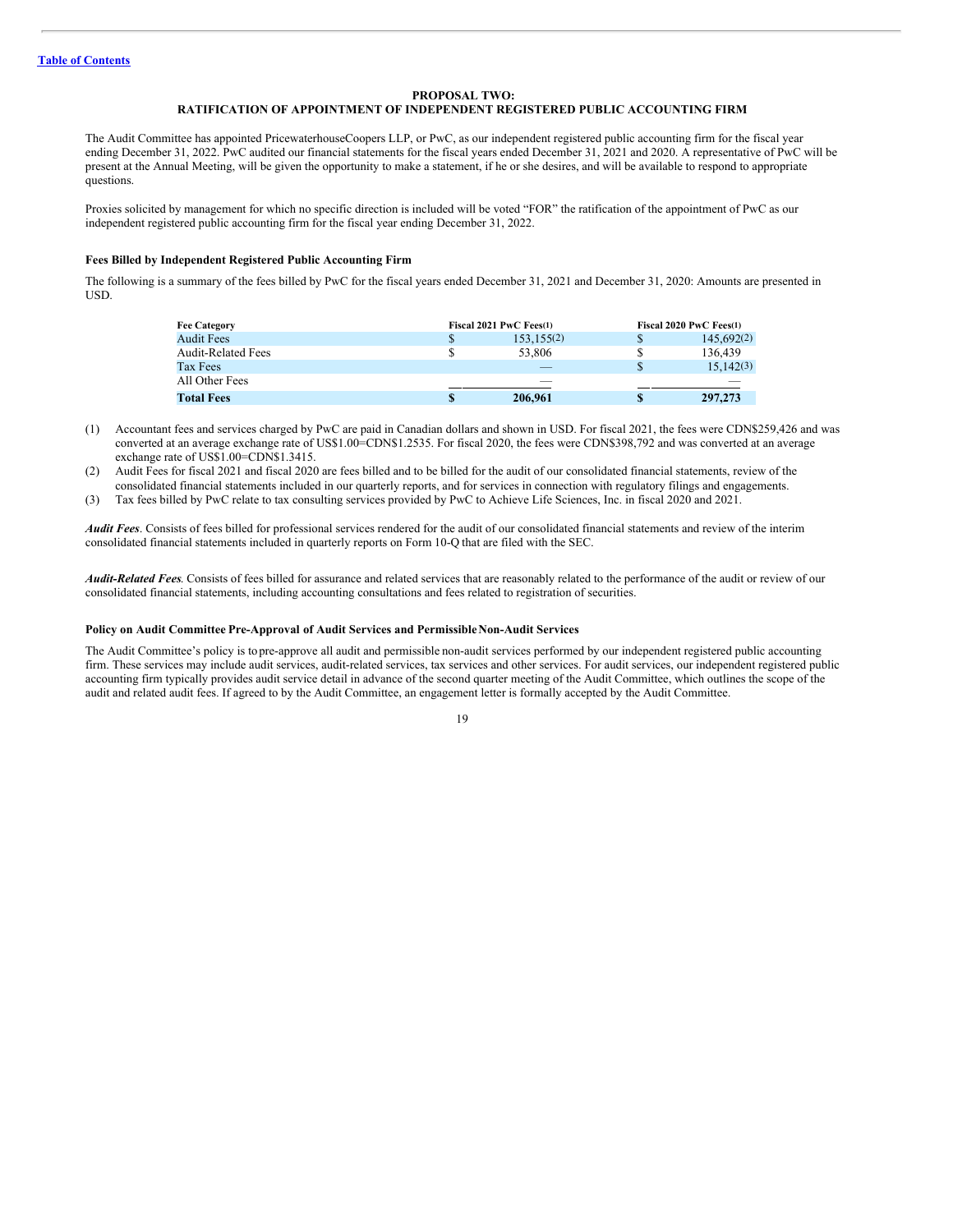[Table of Contents](#)

## PROPOSAL TWO:
## RATIFICATION OF APPOINTMENT OF INDEPENDENT REGISTERED PUBLIC ACCOUNTING FIRM

The Audit Committee has appointed PricewaterhouseCoopers LLP, or PwC, as our independent registered public accounting firm for the fiscal year ending December 31, 2022. PwC audited our financial statements for the fiscal years ended December 31, 2021 and 2020. A representative of PwC will be present at the Annual Meeting, will be given the opportunity to make a statement, if he or she desires, and will be available to respond to appropriate questions.

Proxies solicited by management for which no specific direction is included will be voted "FOR" the ratification of the appointment of PwC as our independent registered public accounting firm for the fiscal year ending December 31, 2022.

### Fees Billed by Independent Registered Public Accounting Firm

The following is a summary of the fees billed by PwC for the fiscal years ended December 31, 2021 and December 31, 2020: Amounts are presented in USD.

| Fee Category | Fiscal 2021 PwC Fees(1) | Fiscal 2020 PwC Fees(1) |
|---|---|---|
| Audit Fees | $ 153,155(2) | $ 145,692(2) |
| Audit-Related Fees | $ 53,806 | $ 136,439 |
| Tax Fees | — | $ 15,142(3) |
| All Other Fees | — | — |
| **Total Fees** | **$ 206,961** | **$ 297,273** |

(1) Accountant fees and services charged by PwC are paid in Canadian dollars and shown in USD. For fiscal 2021, the fees were CDN$259,426 and was converted at an average exchange rate of US$1.00=CDN$1.2535. For fiscal 2020, the fees were CDN$398,792 and was converted at an average exchange rate of US$1.00=CDN$1.3415.

(2) Audit Fees for fiscal 2021 and fiscal 2020 are fees billed and to be billed for the audit of our consolidated financial statements, review of the consolidated financial statements included in our quarterly reports, and for services in connection with regulatory filings and engagements.

(3) Tax fees billed by PwC relate to tax consulting services provided by PwC to Achieve Life Sciences, Inc. in fiscal 2020 and 2021.

***Audit Fees***. Consists of fees billed for professional services rendered for the audit of our consolidated financial statements and review of the interim consolidated financial statements included in quarterly reports on Form 10-Q that are filed with the SEC.

***Audit-Related Fees***. Consists of fees billed for assurance and related services that are reasonably related to the performance of the audit or review of our consolidated financial statements, including accounting consultations and fees related to registration of securities.

### Policy on Audit Committee Pre-Approval of Audit Services and Permissible Non-Audit Services

The Audit Committee's policy is to pre-approve all audit and permissible non-audit services performed by our independent registered public accounting firm. These services may include audit services, audit-related services, tax services and other services. For audit services, our independent registered public accounting firm typically provides audit service detail in advance of the second quarter meeting of the Audit Committee, which outlines the scope of the audit and related audit fees. If agreed to by the Audit Committee, an engagement letter is formally accepted by the Audit Committee.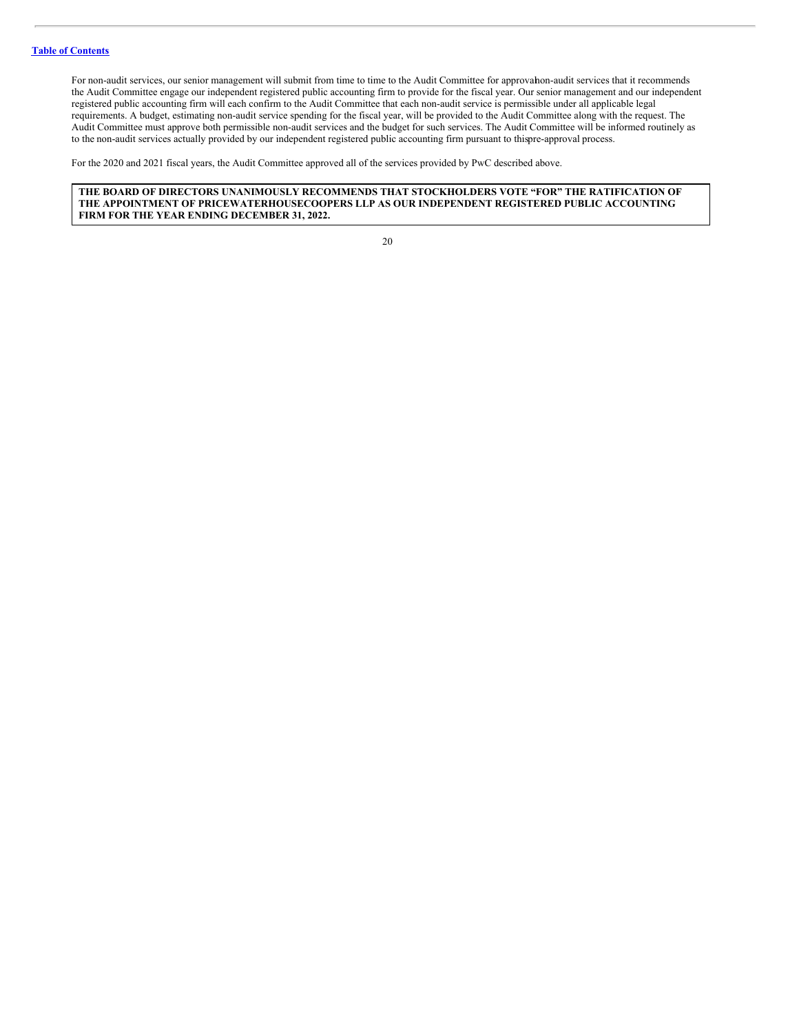For non-audit services, our senior management will submit from time to time to the Audit Committee for approval non-audit services that it recommends the Audit Committee engage our independent registered public accounting firm to provide for the fiscal year. Our senior management and our independent registered public accounting firm will each confirm to the Audit Committee that each non-audit service is permissible under all applicable legal requirements. A budget, estimating non-audit service spending for the fiscal year, will be provided to the Audit Committee along with the request. The Audit Committee must approve both permissible non-audit services and the budget for such services. The Audit Committee will be informed routinely as to the non-audit services actually provided by our independent registered public accounting firm pursuant to this pre-approval process.

For the 2020 and 2021 fiscal years, the Audit Committee approved all of the services provided by PwC described above.

**THE BOARD OF DIRECTORS UNANIMOUSLY RECOMMENDS THAT STOCKHOLDERS VOTE "FOR" THE RATIFICATION OF THE APPOINTMENT OF PRICEWATERHOUSECOOPERS LLP AS OUR INDEPENDENT REGISTERED PUBLIC ACCOUNTING FIRM FOR THE YEAR ENDING DECEMBER 31, 2022.**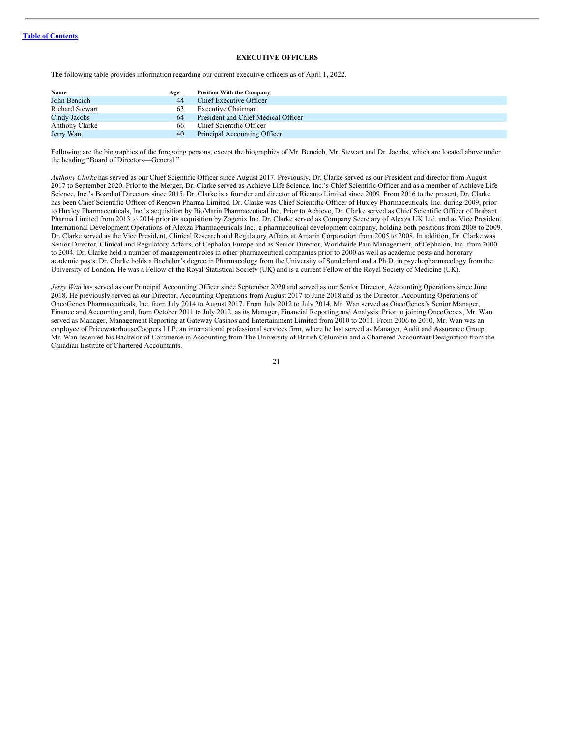[Table of Contents](#)

### EXECUTIVE OFFICERS

The following table provides information regarding our current executive officers as of April 1, 2022.

| Name | Age | Position With the Company |
|---|---|---|
| John Bencich | 44 | Chief Executive Officer |
| Richard Stewart | 63 | Executive Chairman |
| Cindy Jacobs | 64 | President and Chief Medical Officer |
| Anthony Clarke | 66 | Chief Scientific Officer |
| Jerry Wan | 40 | Principal Accounting Officer |

Following are the biographies of the foregoing persons, except the biographies of Mr. Bencich, Mr. Stewart and Dr. Jacobs, which are located above under the heading "Board of Directors—General."

*Anthony Clarke* has served as our Chief Scientific Officer since August 2017. Previously, Dr. Clarke served as our President and director from August 2017 to September 2020. Prior to the Merger, Dr. Clarke served as Achieve Life Science, Inc.'s Chief Scientific Officer and as a member of Achieve Life Science, Inc.'s Board of Directors since 2015. Dr. Clarke is a founder and director of Ricanto Limited since 2009. From 2016 to the present, Dr. Clarke has been Chief Scientific Officer of Renown Pharma Limited. Dr. Clarke was Chief Scientific Officer of Huxley Pharmaceuticals, Inc. during 2009, prior to Huxley Pharmaceuticals, Inc.'s acquisition by BioMarin Pharmaceutical Inc. Prior to Achieve, Dr. Clarke served as Chief Scientific Officer of Brabant Pharma Limited from 2013 to 2014 prior its acquisition by Zogenix Inc. Dr. Clarke served as Company Secretary of Alexza UK Ltd. and as Vice President International Development Operations of Alexza Pharmaceuticals Inc., a pharmaceutical development company, holding both positions from 2008 to 2009. Dr. Clarke served as the Vice President, Clinical Research and Regulatory Affairs at Amarin Corporation from 2005 to 2008. In addition, Dr. Clarke was Senior Director, Clinical and Regulatory Affairs, of Cephalon Europe and as Senior Director, Worldwide Pain Management, of Cephalon, Inc. from 2000 to 2004. Dr. Clarke held a number of management roles in other pharmaceutical companies prior to 2000 as well as academic posts and honorary academic posts. Dr. Clarke holds a Bachelor's degree in Pharmacology from the University of Sunderland and a Ph.D. in psychopharmacology from the University of London. He was a Fellow of the Royal Statistical Society (UK) and is a current Fellow of the Royal Society of Medicine (UK).

*Jerry Wan* has served as our Principal Accounting Officer since September 2020 and served as our Senior Director, Accounting Operations since June 2018. He previously served as our Director, Accounting Operations from August 2017 to June 2018 and as the Director, Accounting Operations of OncoGenex Pharmaceuticals, Inc. from July 2014 to August 2017. From July 2012 to July 2014, Mr. Wan served as OncoGenex's Senior Manager, Finance and Accounting and, from October 2011 to July 2012, as its Manager, Financial Reporting and Analysis. Prior to joining OncoGenex, Mr. Wan served as Manager, Management Reporting at Gateway Casinos and Entertainment Limited from 2010 to 2011. From 2006 to 2010, Mr. Wan was an employee of PricewaterhouseCoopers LLP, an international professional services firm, where he last served as Manager, Audit and Assurance Group. Mr. Wan received his Bachelor of Commerce in Accounting from The University of British Columbia and a Chartered Accountant Designation from the Canadian Institute of Chartered Accountants.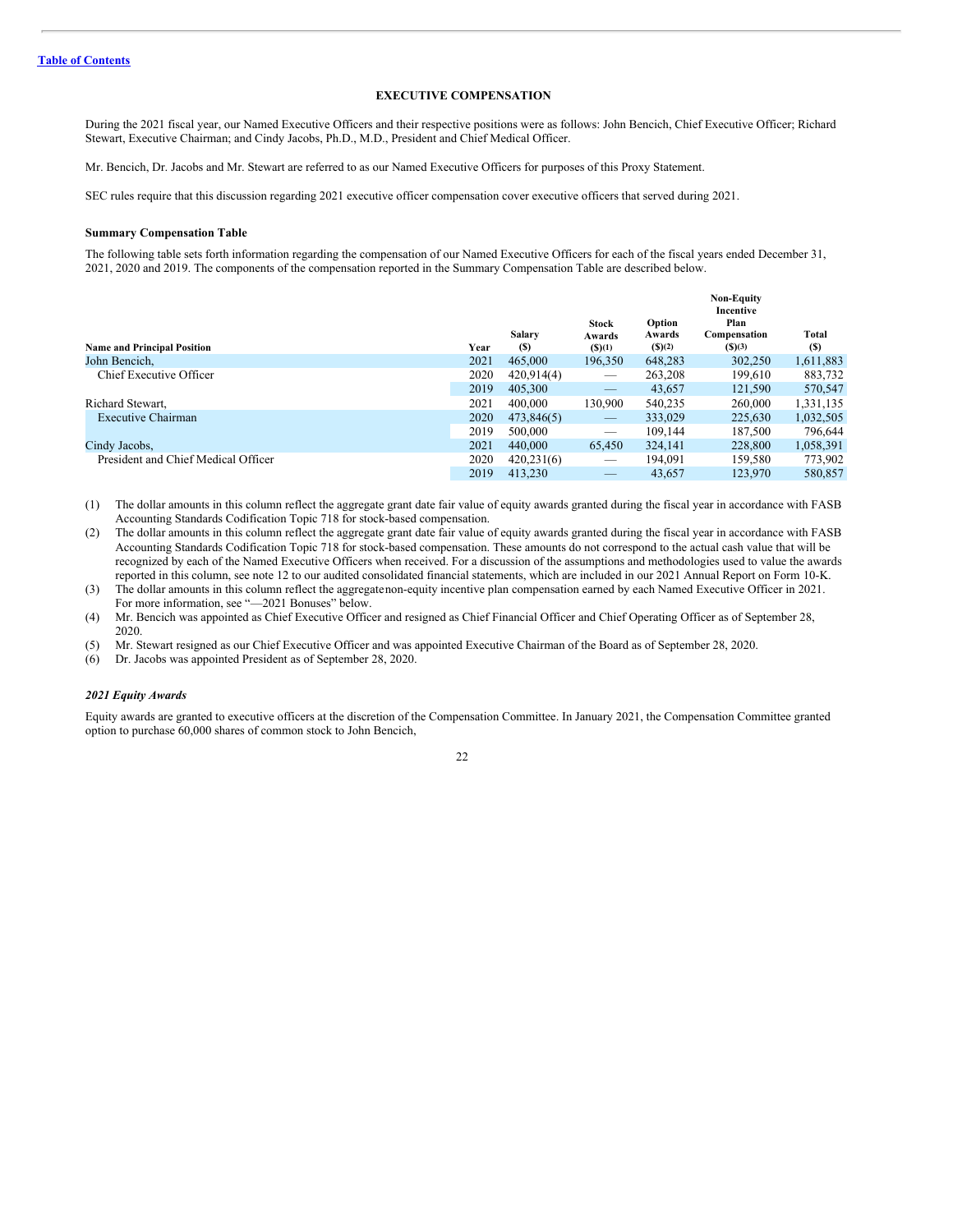[Table of Contents](#)

## EXECUTIVE COMPENSATION

During the 2021 fiscal year, our Named Executive Officers and their respective positions were as follows: John Bencich, Chief Executive Officer; Richard Stewart, Executive Chairman; and Cindy Jacobs, Ph.D., M.D., President and Chief Medical Officer.

Mr. Bencich, Dr. Jacobs and Mr. Stewart are referred to as our Named Executive Officers for purposes of this Proxy Statement.

SEC rules require that this discussion regarding 2021 executive officer compensation cover executive officers that served during 2021.

### Summary Compensation Table

The following table sets forth information regarding the compensation of our Named Executive Officers for each of the fiscal years ended December 31, 2021, 2020 and 2019. The components of the compensation reported in the Summary Compensation Table are described below.

| Name and Principal Position | Year | Salary ($) | Stock Awards ($)(1) | Option Awards ($)(2) | Non-Equity Incentive Plan Compensation ($)(3) | Total ($) |
|---|---|---|---|---|---|---|
| John Bencich, | 2021 | 465,000 | 196,350 | 648,283 | 302,250 | 1,611,883 |
| Chief Executive Officer | 2020 | 420,914(4) | — | 263,208 | 199,610 | 883,732 |
| | 2019 | 405,300 | — | 43,657 | 121,590 | 570,547 |
| Richard Stewart, | 2021 | 400,000 | 130,900 | 540,235 | 260,000 | 1,331,135 |
| Executive Chairman | 2020 | 473,846(5) | — | 333,029 | 225,630 | 1,032,505 |
| | 2019 | 500,000 | — | 109,144 | 187,500 | 796,644 |
| Cindy Jacobs, | 2021 | 440,000 | 65,450 | 324,141 | 228,800 | 1,058,391 |
| President and Chief Medical Officer | 2020 | 420,231(6) | — | 194,091 | 159,580 | 773,902 |
| | 2019 | 413,230 | — | 43,657 | 123,970 | 580,857 |

(1) The dollar amounts in this column reflect the aggregate grant date fair value of equity awards granted during the fiscal year in accordance with FASB Accounting Standards Codification Topic 718 for stock-based compensation.

(2) The dollar amounts in this column reflect the aggregate grant date fair value of equity awards granted during the fiscal year in accordance with FASB Accounting Standards Codification Topic 718 for stock-based compensation. These amounts do not correspond to the actual cash value that will be recognized by each of the Named Executive Officers when received. For a discussion of the assumptions and methodologies used to value the awards reported in this column, see note 12 to our audited consolidated financial statements, which are included in our 2021 Annual Report on Form 10-K.

(3) The dollar amounts in this column reflect the aggregate non-equity incentive plan compensation earned by each Named Executive Officer in 2021. For more information, see "—2021 Bonuses" below.

(4) Mr. Bencich was appointed as Chief Executive Officer and resigned as Chief Financial Officer and Chief Operating Officer as of September 28, 2020.

(5) Mr. Stewart resigned as our Chief Executive Officer and was appointed Executive Chairman of the Board as of September 28, 2020.

(6) Dr. Jacobs was appointed President as of September 28, 2020.

### *2021 Equity Awards*

Equity awards are granted to executive officers at the discretion of the Compensation Committee. In January 2021, the Compensation Committee granted option to purchase 60,000 shares of common stock to John Bencich,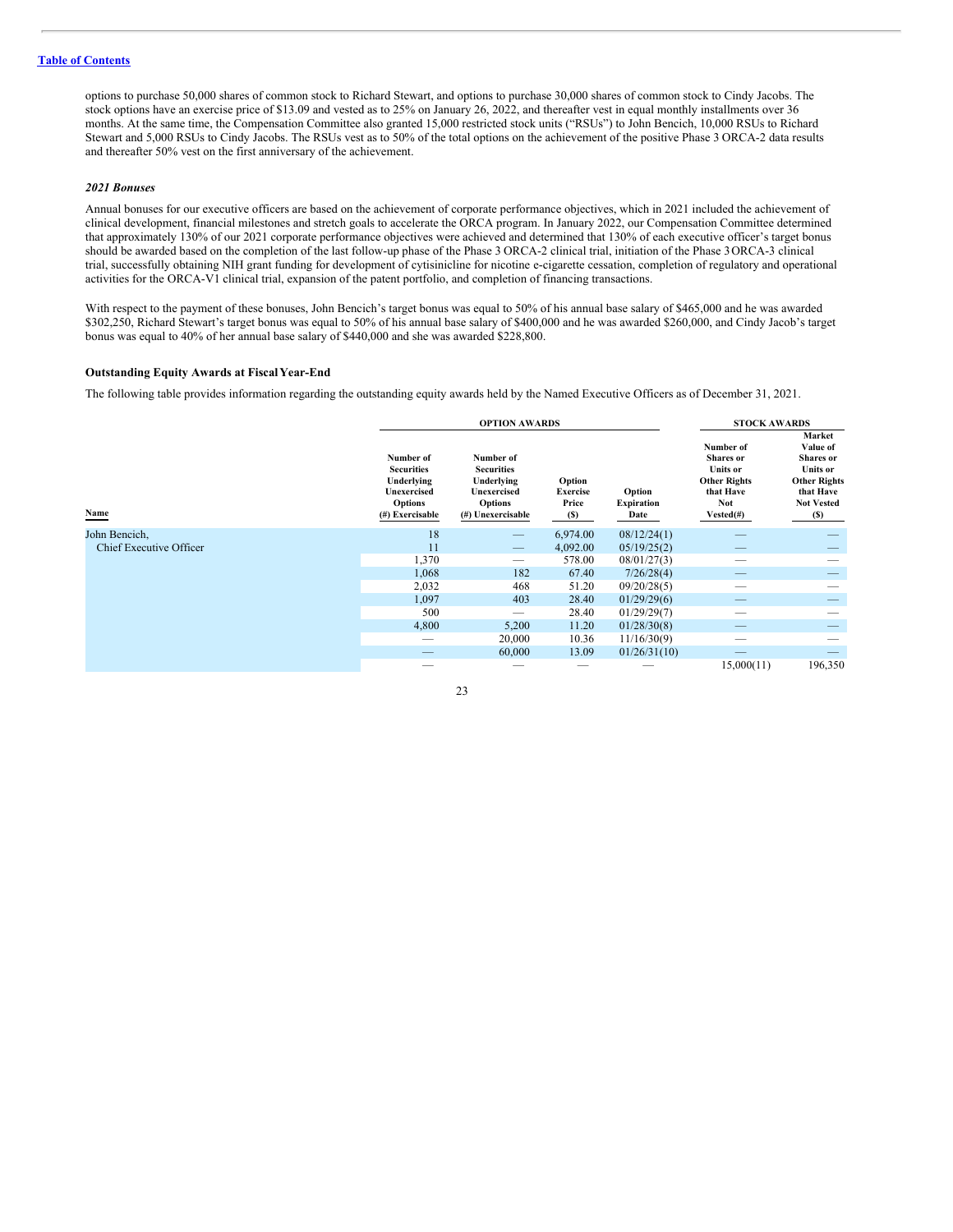options to purchase 50,000 shares of common stock to Richard Stewart, and options to purchase 30,000 shares of common stock to Cindy Jacobs. The stock options have an exercise price of $13.09 and vested as to 25% on January 26, 2022, and thereafter vest in equal monthly installments over 36 months. At the same time, the Compensation Committee also granted 15,000 restricted stock units ("RSUs") to John Bencich, 10,000 RSUs to Richard Stewart and 5,000 RSUs to Cindy Jacobs. The RSUs vest as to 50% of the total options on the achievement of the positive Phase 3 ORCA-2 data results and thereafter 50% vest on the first anniversary of the achievement.

### *2021 Bonuses*

Annual bonuses for our executive officers are based on the achievement of corporate performance objectives, which in 2021 included the achievement of clinical development, financial milestones and stretch goals to accelerate the ORCA program. In January 2022, our Compensation Committee determined that approximately 130% of our 2021 corporate performance objectives were achieved and determined that 130% of each executive officer's target bonus should be awarded based on the completion of the last follow-up phase of the Phase 3 ORCA-2 clinical trial, initiation of the Phase 3 ORCA-3 clinical trial, successfully obtaining NIH grant funding for development of cytisinicline for nicotine e-cigarette cessation, completion of regulatory and operational activities for the ORCA-V1 clinical trial, expansion of the patent portfolio, and completion of financing transactions.

With respect to the payment of these bonuses, John Bencich's target bonus was equal to 50% of his annual base salary of $465,000 and he was awarded $302,250, Richard Stewart's target bonus was equal to 50% of his annual base salary of $400,000 and he was awarded $260,000, and Cindy Jacob's target bonus was equal to 40% of her annual base salary of $440,000 and she was awarded $228,800.

### Outstanding Equity Awards at Fiscal Year-End

The following table provides information regarding the outstanding equity awards held by the Named Executive Officers as of December 31, 2021.

| | OPTION AWARDS | | | | STOCK AWARDS | |
|---|---|---|---|---|---|---|
| Name | Number of Securities Underlying Unexercised Options (#) Exercisable | Number of Securities Underlying Unexercised Options (#) Unexercisable | Option Exercise Price ($) | Option Expiration Date | Number of Shares or Units or Other Rights that Have Not Vested(#) | Market Value of Shares or Units or Other Rights that Have Not Vested ($) |
| John Bencich, Chief Executive Officer | 18 | — | 6,974.00 | 08/12/24(1) | — | — |
| | 11 | — | 4,092.00 | 05/19/25(2) | — | — |
| | 1,370 | — | 578.00 | 08/01/27(3) | — | — |
| | 1,068 | 182 | 67.40 | 7/26/28(4) | — | — |
| | 2,032 | 468 | 51.20 | 09/20/28(5) | — | — |
| | 1,097 | 403 | 28.40 | 01/29/29(6) | — | — |
| | 500 | — | 28.40 | 01/29/29(7) | — | — |
| | 4,800 | 5,200 | 11.20 | 01/28/30(8) | — | — |
| | — | 20,000 | 10.36 | 11/16/30(9) | — | — |
| | — | 60,000 | 13.09 | 01/26/31(10) | — | — |
| | — | — | — | — | 15,000(11) | 196,350 |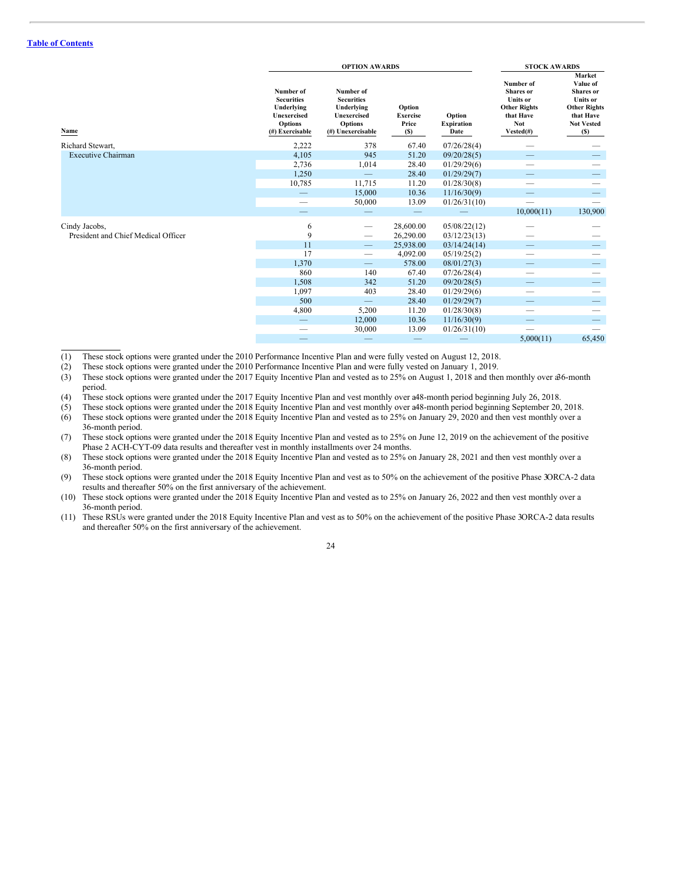[Table of Contents](#)

| | OPTION AWARDS | | | | STOCK AWARDS | |
|---|---|---|---|---|---|---|
| Name | Number of Securities Underlying Unexercised Options (#) Exercisable | Number of Securities Underlying Unexercised Options (#) Unexercisable | Option Exercise Price ($) | Option Expiration Date | Number of Shares or Units or Other Rights that Have Not Vested(#) | Market Value of Shares or Units or Other Rights that Have Not Vested ($) |
| Richard Stewart, | 2,222 | 378 | 67.40 | 07/26/28(4) | — | — |
| Executive Chairman | 4,105 | 945 | 51.20 | 09/20/28(5) | — | — |
| | 2,736 | 1,014 | 28.40 | 01/29/29(6) | — | — |
| | 1,250 | — | 28.40 | 01/29/29(7) | — | — |
| | 10,785 | 11,715 | 11.20 | 01/28/30(8) | — | — |
| | — | 15,000 | 10.36 | 11/16/30(9) | — | — |
| | — | 50,000 | 13.09 | 01/26/31(10) | — | — |
| | — | — | — | — | 10,000(11) | 130,900 |
| Cindy Jacobs, | 6 | — | 28,600.00 | 05/08/22(12) | — | — |
| President and Chief Medical Officer | 9 | — | 26,290.00 | 03/12/23(13) | — | — |
| | 11 | — | 25,938.00 | 03/14/24(14) | — | — |
| | 17 | — | 4,092.00 | 05/19/25(2) | — | — |
| | 1,370 | — | 578.00 | 08/01/27(3) | — | — |
| | 860 | 140 | 67.40 | 07/26/28(4) | — | — |
| | 1,508 | 342 | 51.20 | 09/20/28(5) | — | — |
| | 1,097 | 403 | 28.40 | 01/29/29(6) | — | — |
| | 500 | — | 28.40 | 01/29/29(7) | — | — |
| | 4,800 | 5,200 | 11.20 | 01/28/30(8) | — | — |
| | — | 12,000 | 10.36 | 11/16/30(9) | — | — |
| | — | 30,000 | 13.09 | 01/26/31(10) | — | — |
| | — | — | — | — | 5,000(11) | 65,450 |

(1) These stock options were granted under the 2010 Performance Incentive Plan and were fully vested on August 12, 2018.

(2) These stock options were granted under the 2010 Performance Incentive Plan and were fully vested on January 1, 2019.

(3) These stock options were granted under the 2017 Equity Incentive Plan and vested as to 25% on August 1, 2018 and then monthly over a 36-month period.

(4) These stock options were granted under the 2017 Equity Incentive Plan and vest monthly over a 48-month period beginning July 26, 2018.

(5) These stock options were granted under the 2018 Equity Incentive Plan and vest monthly over a 48-month period beginning September 20, 2018.

(6) These stock options were granted under the 2018 Equity Incentive Plan and vested as to 25% on January 29, 2020 and then vest monthly over a 36-month period.

(7) These stock options were granted under the 2018 Equity Incentive Plan and vested as to 25% on June 12, 2019 on the achievement of the positive Phase 2 ACH-CYT-09 data results and thereafter vest in monthly installments over 24 months.

(8) These stock options were granted under the 2018 Equity Incentive Plan and vested as to 25% on January 28, 2021 and then vest monthly over a 36-month period.

(9) These stock options were granted under the 2018 Equity Incentive Plan and vest as to 50% on the achievement of the positive Phase 3 ORCA-2 data results and thereafter 50% on the first anniversary of the achievement.

(10) These stock options were granted under the 2018 Equity Incentive Plan and vested as to 25% on January 26, 2022 and then vest monthly over a 36-month period.

(11) These RSUs were granted under the 2018 Equity Incentive Plan and vest as to 50% on the achievement of the positive Phase 3 ORCA-2 data results and thereafter 50% on the first anniversary of the achievement.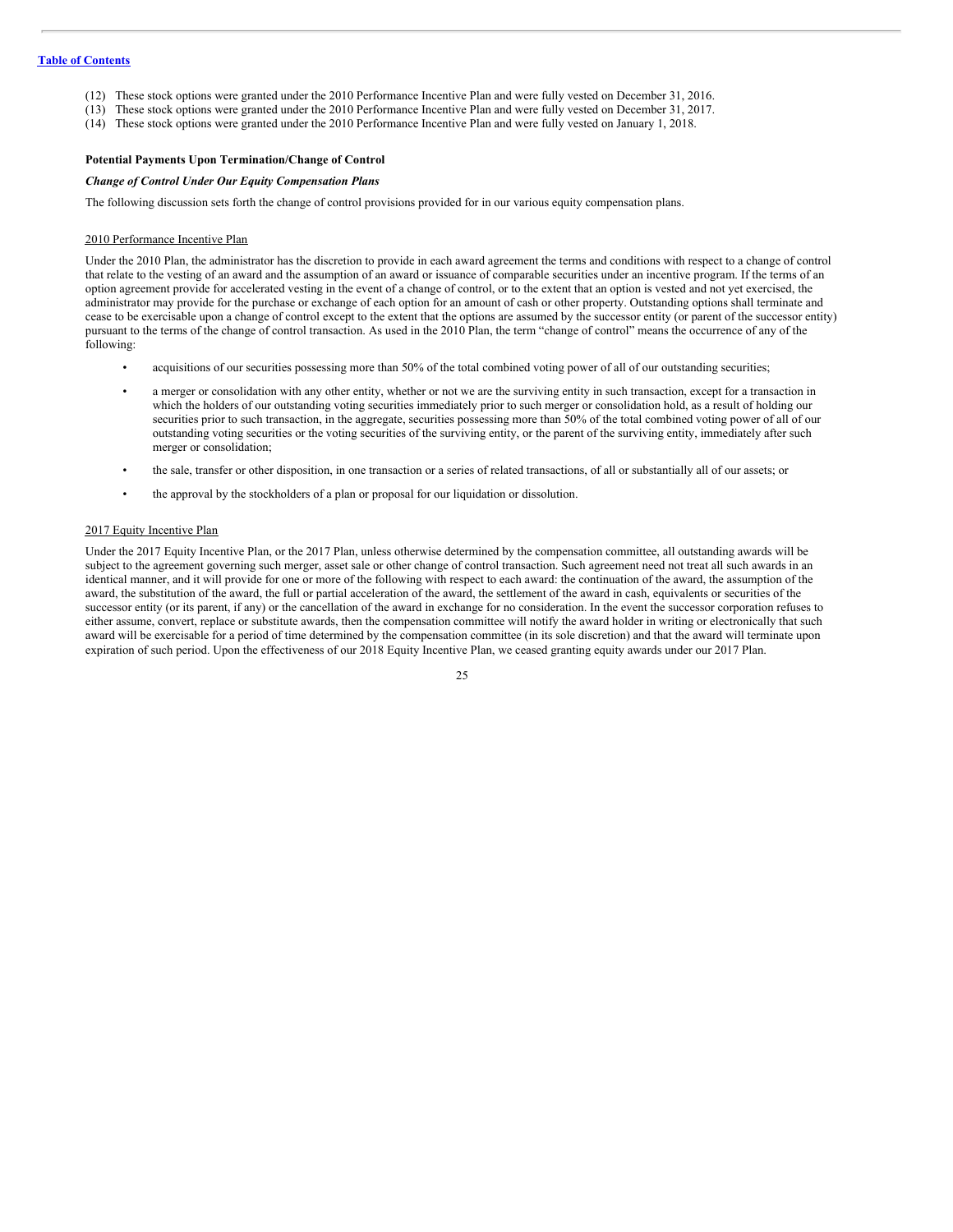(12) These stock options were granted under the 2010 Performance Incentive Plan and were fully vested on December 31, 2016.
(13) These stock options were granted under the 2010 Performance Incentive Plan and were fully vested on December 31, 2017.
(14) These stock options were granted under the 2010 Performance Incentive Plan and were fully vested on January 1, 2018.

**Potential Payments Upon Termination/Change of Control**

***Change of Control Under Our Equity Compensation Plans***

The following discussion sets forth the change of control provisions provided for in our various equity compensation plans.

2010 Performance Incentive Plan

Under the 2010 Plan, the administrator has the discretion to provide in each award agreement the terms and conditions with respect to a change of control that relate to the vesting of an award and the assumption of an award or issuance of comparable securities under an incentive program. If the terms of an option agreement provide for accelerated vesting in the event of a change of control, or to the extent that an option is vested and not yet exercised, the administrator may provide for the purchase or exchange of each option for an amount of cash or other property. Outstanding options shall terminate and cease to be exercisable upon a change of control except to the extent that the options are assumed by the successor entity (or parent of the successor entity) pursuant to the terms of the change of control transaction. As used in the 2010 Plan, the term "change of control" means the occurrence of any of the following:

- acquisitions of our securities possessing more than 50% of the total combined voting power of all of our outstanding securities;
- a merger or consolidation with any other entity, whether or not we are the surviving entity in such transaction, except for a transaction in which the holders of our outstanding voting securities immediately prior to such merger or consolidation hold, as a result of holding our securities prior to such transaction, in the aggregate, securities possessing more than 50% of the total combined voting power of all of our outstanding voting securities or the voting securities of the surviving entity, or the parent of the surviving entity, immediately after such merger or consolidation;
- the sale, transfer or other disposition, in one transaction or a series of related transactions, of all or substantially all of our assets; or
- the approval by the stockholders of a plan or proposal for our liquidation or dissolution.

2017 Equity Incentive Plan

Under the 2017 Equity Incentive Plan, or the 2017 Plan, unless otherwise determined by the compensation committee, all outstanding awards will be subject to the agreement governing such merger, asset sale or other change of control transaction. Such agreement need not treat all such awards in an identical manner, and it will provide for one or more of the following with respect to each award: the continuation of the award, the assumption of the award, the substitution of the award, the full or partial acceleration of the award, the settlement of the award in cash, equivalents or securities of the successor entity (or its parent, if any) or the cancellation of the award in exchange for no consideration. In the event the successor corporation refuses to either assume, convert, replace or substitute awards, then the compensation committee will notify the award holder in writing or electronically that such award will be exercisable for a period of time determined by the compensation committee (in its sole discretion) and that the award will terminate upon expiration of such period. Upon the effectiveness of our 2018 Equity Incentive Plan, we ceased granting equity awards under our 2017 Plan.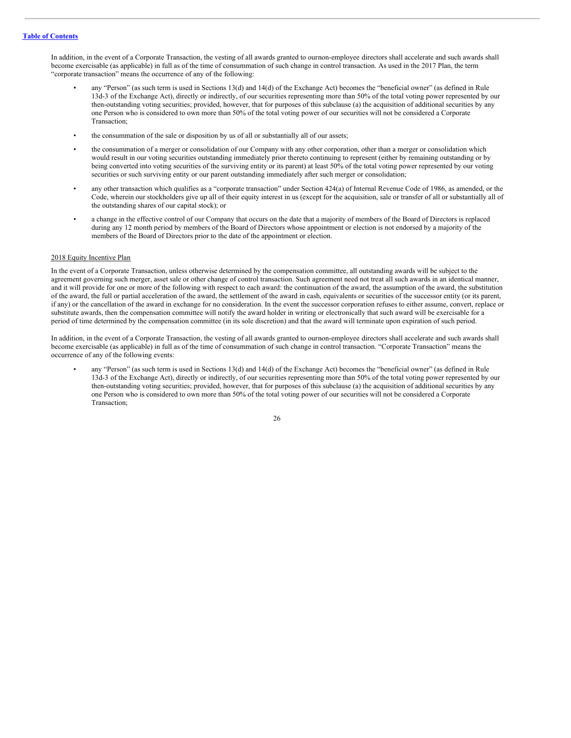In addition, in the event of a Corporate Transaction, the vesting of all awards granted to ournon-employee directors shall accelerate and such awards shall become exercisable (as applicable) in full as of the time of consummation of such change in control transaction. As used in the 2017 Plan, the term "corporate transaction" means the occurrence of any of the following:

- any "Person" (as such term is used in Sections 13(d) and 14(d) of the Exchange Act) becomes the "beneficial owner" (as defined in Rule 13d-3 of the Exchange Act), directly or indirectly, of our securities representing more than 50% of the total voting power represented by our then-outstanding voting securities; provided, however, that for purposes of this subclause (a) the acquisition of additional securities by any one Person who is considered to own more than 50% of the total voting power of our securities will not be considered a Corporate Transaction;
- the consummation of the sale or disposition by us of all or substantially all of our assets;
- the consummation of a merger or consolidation of our Company with any other corporation, other than a merger or consolidation which would result in our voting securities outstanding immediately prior thereto continuing to represent (either by remaining outstanding or by being converted into voting securities of the surviving entity or its parent) at least 50% of the total voting power represented by our voting securities or such surviving entity or our parent outstanding immediately after such merger or consolidation;
- any other transaction which qualifies as a "corporate transaction" under Section 424(a) of Internal Revenue Code of 1986, as amended, or the Code, wherein our stockholders give up all of their equity interest in us (except for the acquisition, sale or transfer of all or substantially all of the outstanding shares of our capital stock); or
- a change in the effective control of our Company that occurs on the date that a majority of members of the Board of Directors is replaced during any 12 month period by members of the Board of Directors whose appointment or election is not endorsed by a majority of the members of the Board of Directors prior to the date of the appointment or election.

2018 Equity Incentive Plan

In the event of a Corporate Transaction, unless otherwise determined by the compensation committee, all outstanding awards will be subject to the agreement governing such merger, asset sale or other change of control transaction. Such agreement need not treat all such awards in an identical manner, and it will provide for one or more of the following with respect to each award: the continuation of the award, the assumption of the award, the substitution of the award, the full or partial acceleration of the award, the settlement of the award in cash, equivalents or securities of the successor entity (or its parent, if any) or the cancellation of the award in exchange for no consideration. In the event the successor corporation refuses to either assume, convert, replace or substitute awards, then the compensation committee will notify the award holder in writing or electronically that such award will be exercisable for a period of time determined by the compensation committee (in its sole discretion) and that the award will terminate upon expiration of such period.

In addition, in the event of a Corporate Transaction, the vesting of all awards granted to ournon-employee directors shall accelerate and such awards shall become exercisable (as applicable) in full as of the time of consummation of such change in control transaction. "Corporate Transaction" means the occurrence of any of the following events:

- any "Person" (as such term is used in Sections 13(d) and 14(d) of the Exchange Act) becomes the "beneficial owner" (as defined in Rule 13d-3 of the Exchange Act), directly or indirectly, of our securities representing more than 50% of the total voting power represented by our then-outstanding voting securities; provided, however, that for purposes of this subclause (a) the acquisition of additional securities by any one Person who is considered to own more than 50% of the total voting power of our securities will not be considered a Corporate Transaction;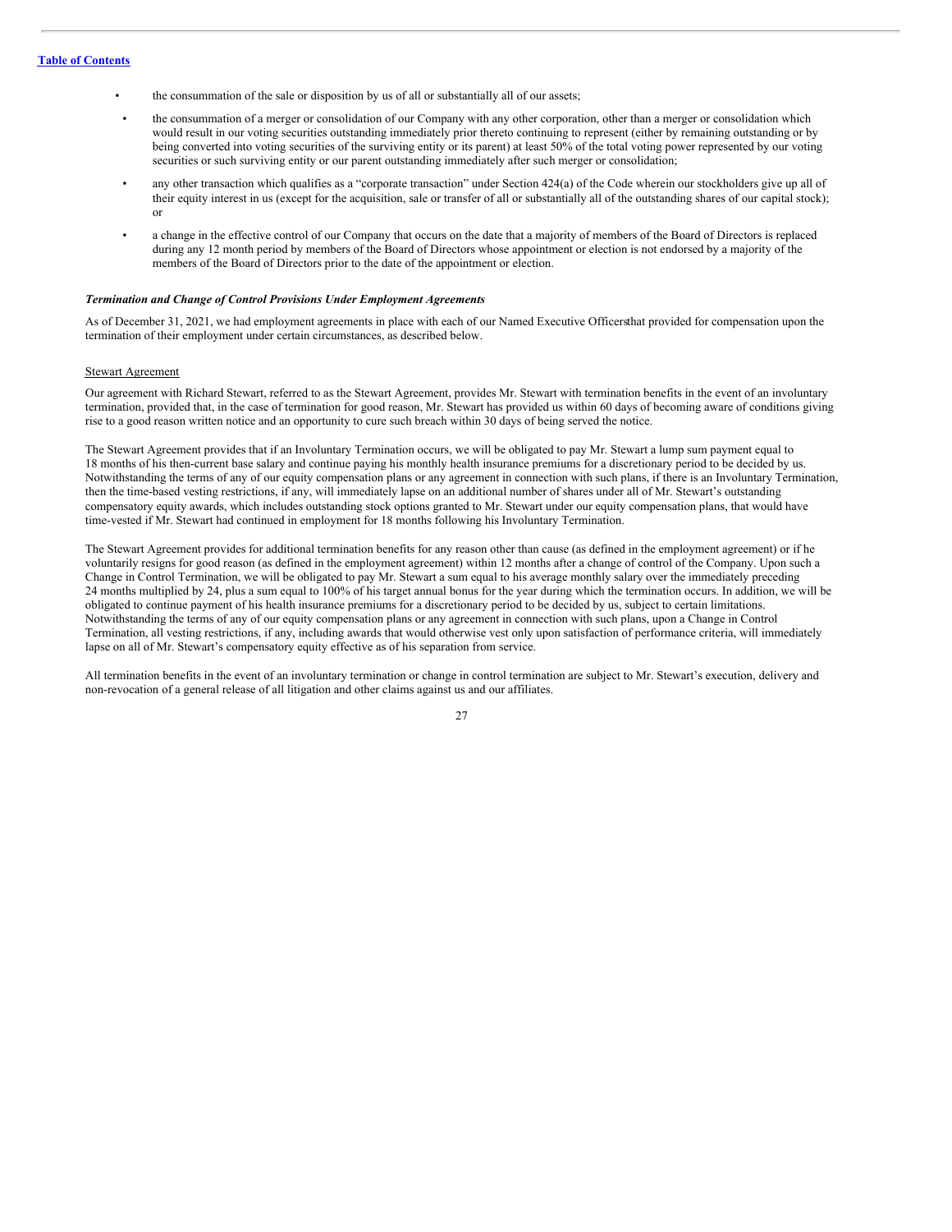- the consummation of the sale or disposition by us of all or substantially all of our assets;
- the consummation of a merger or consolidation of our Company with any other corporation, other than a merger or consolidation which would result in our voting securities outstanding immediately prior thereto continuing to represent (either by remaining outstanding or by being converted into voting securities of the surviving entity or its parent) at least 50% of the total voting power represented by our voting securities or such surviving entity or our parent outstanding immediately after such merger or consolidation;
- any other transaction which qualifies as a "corporate transaction" under Section 424(a) of the Code wherein our stockholders give up all of their equity interest in us (except for the acquisition, sale or transfer of all or substantially all of the outstanding shares of our capital stock); or
- a change in the effective control of our Company that occurs on the date that a majority of members of the Board of Directors is replaced during any 12 month period by members of the Board of Directors whose appointment or election is not endorsed by a majority of the members of the Board of Directors prior to the date of the appointment or election.

***Termination and Change of Control Provisions Under Employment Agreements***

As of December 31, 2021, we had employment agreements in place with each of our Named Executive Officersthat provided for compensation upon the termination of their employment under certain circumstances, as described below.

Stewart Agreement

Our agreement with Richard Stewart, referred to as the Stewart Agreement, provides Mr. Stewart with termination benefits in the event of an involuntary termination, provided that, in the case of termination for good reason, Mr. Stewart has provided us within 60 days of becoming aware of conditions giving rise to a good reason written notice and an opportunity to cure such breach within 30 days of being served the notice.

The Stewart Agreement provides that if an Involuntary Termination occurs, we will be obligated to pay Mr. Stewart a lump sum payment equal to 18 months of his then-current base salary and continue paying his monthly health insurance premiums for a discretionary period to be decided by us. Notwithstanding the terms of any of our equity compensation plans or any agreement in connection with such plans, if there is an Involuntary Termination, then the time-based vesting restrictions, if any, will immediately lapse on an additional number of shares under all of Mr. Stewart's outstanding compensatory equity awards, which includes outstanding stock options granted to Mr. Stewart under our equity compensation plans, that would have time-vested if Mr. Stewart had continued in employment for 18 months following his Involuntary Termination.

The Stewart Agreement provides for additional termination benefits for any reason other than cause (as defined in the employment agreement) or if he voluntarily resigns for good reason (as defined in the employment agreement) within 12 months after a change of control of the Company. Upon such a Change in Control Termination, we will be obligated to pay Mr. Stewart a sum equal to his average monthly salary over the immediately preceding 24 months multiplied by 24, plus a sum equal to 100% of his target annual bonus for the year during which the termination occurs. In addition, we will be obligated to continue payment of his health insurance premiums for a discretionary period to be decided by us, subject to certain limitations. Notwithstanding the terms of any of our equity compensation plans or any agreement in connection with such plans, upon a Change in Control Termination, all vesting restrictions, if any, including awards that would otherwise vest only upon satisfaction of performance criteria, will immediately lapse on all of Mr. Stewart's compensatory equity effective as of his separation from service.

All termination benefits in the event of an involuntary termination or change in control termination are subject to Mr. Stewart's execution, delivery and non-revocation of a general release of all litigation and other claims against us and our affiliates.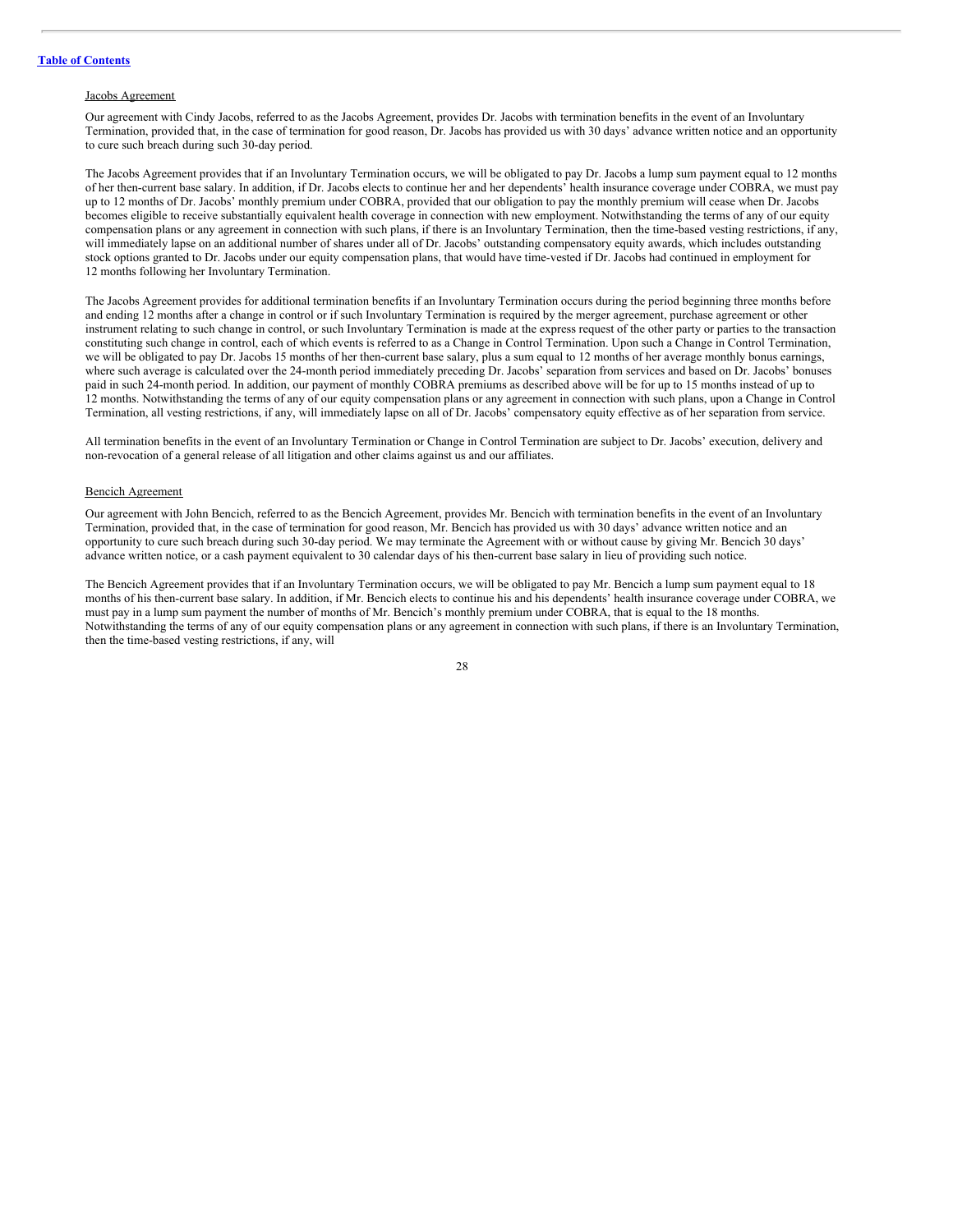Jacobs Agreement

Our agreement with Cindy Jacobs, referred to as the Jacobs Agreement, provides Dr. Jacobs with termination benefits in the event of an Involuntary Termination, provided that, in the case of termination for good reason, Dr. Jacobs has provided us with 30 days' advance written notice and an opportunity to cure such breach during such 30-day period.

The Jacobs Agreement provides that if an Involuntary Termination occurs, we will be obligated to pay Dr. Jacobs a lump sum payment equal to 12 months of her then-current base salary. In addition, if Dr. Jacobs elects to continue her and her dependents' health insurance coverage under COBRA, we must pay up to 12 months of Dr. Jacobs' monthly premium under COBRA, provided that our obligation to pay the monthly premium will cease when Dr. Jacobs becomes eligible to receive substantially equivalent health coverage in connection with new employment. Notwithstanding the terms of any of our equity compensation plans or any agreement in connection with such plans, if there is an Involuntary Termination, then the time-based vesting restrictions, if any, will immediately lapse on an additional number of shares under all of Dr. Jacobs' outstanding compensatory equity awards, which includes outstanding stock options granted to Dr. Jacobs under our equity compensation plans, that would have time-vested if Dr. Jacobs had continued in employment for 12 months following her Involuntary Termination.

The Jacobs Agreement provides for additional termination benefits if an Involuntary Termination occurs during the period beginning three months before and ending 12 months after a change in control or if such Involuntary Termination is required by the merger agreement, purchase agreement or other instrument relating to such change in control, or such Involuntary Termination is made at the express request of the other party or parties to the transaction constituting such change in control, each of which events is referred to as a Change in Control Termination. Upon such a Change in Control Termination, we will be obligated to pay Dr. Jacobs 15 months of her then-current base salary, plus a sum equal to 12 months of her average monthly bonus earnings, where such average is calculated over the 24-month period immediately preceding Dr. Jacobs' separation from services and based on Dr. Jacobs' bonuses paid in such 24-month period. In addition, our payment of monthly COBRA premiums as described above will be for up to 15 months instead of up to 12 months. Notwithstanding the terms of any of our equity compensation plans or any agreement in connection with such plans, upon a Change in Control Termination, all vesting restrictions, if any, will immediately lapse on all of Dr. Jacobs' compensatory equity effective as of her separation from service.

All termination benefits in the event of an Involuntary Termination or Change in Control Termination are subject to Dr. Jacobs' execution, delivery and non-revocation of a general release of all litigation and other claims against us and our affiliates.

Bencich Agreement

Our agreement with John Bencich, referred to as the Bencich Agreement, provides Mr. Bencich with termination benefits in the event of an Involuntary Termination, provided that, in the case of termination for good reason, Mr. Bencich has provided us with 30 days' advance written notice and an opportunity to cure such breach during such 30-day period. We may terminate the Agreement with or without cause by giving Mr. Bencich 30 days' advance written notice, or a cash payment equivalent to 30 calendar days of his then-current base salary in lieu of providing such notice.

The Bencich Agreement provides that if an Involuntary Termination occurs, we will be obligated to pay Mr. Bencich a lump sum payment equal to 18 months of his then-current base salary. In addition, if Mr. Bencich elects to continue his and his dependents' health insurance coverage under COBRA, we must pay in a lump sum payment the number of months of Mr. Bencich's monthly premium under COBRA, that is equal to the 18 months. Notwithstanding the terms of any of our equity compensation plans or any agreement in connection with such plans, if there is an Involuntary Termination, then the time-based vesting restrictions, if any, will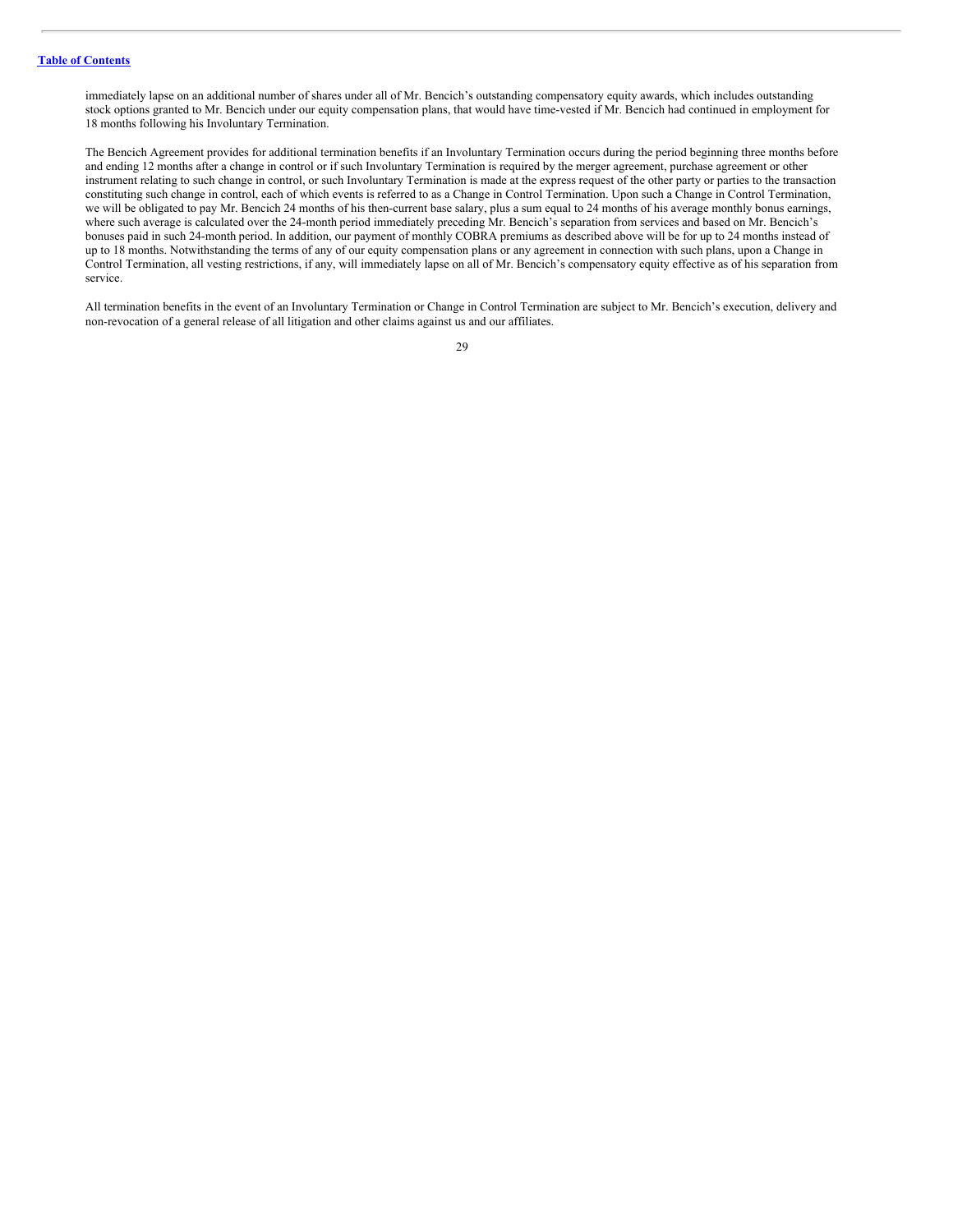immediately lapse on an additional number of shares under all of Mr. Bencich's outstanding compensatory equity awards, which includes outstanding stock options granted to Mr. Bencich under our equity compensation plans, that would have time-vested if Mr. Bencich had continued in employment for 18 months following his Involuntary Termination.

The Bencich Agreement provides for additional termination benefits if an Involuntary Termination occurs during the period beginning three months before and ending 12 months after a change in control or if such Involuntary Termination is required by the merger agreement, purchase agreement or other instrument relating to such change in control, or such Involuntary Termination is made at the express request of the other party or parties to the transaction constituting such change in control, each of which events is referred to as a Change in Control Termination. Upon such a Change in Control Termination, we will be obligated to pay Mr. Bencich 24 months of his then-current base salary, plus a sum equal to 24 months of his average monthly bonus earnings, where such average is calculated over the 24-month period immediately preceding Mr. Bencich's separation from services and based on Mr. Bencich's bonuses paid in such 24-month period. In addition, our payment of monthly COBRA premiums as described above will be for up to 24 months instead of up to 18 months. Notwithstanding the terms of any of our equity compensation plans or any agreement in connection with such plans, upon a Change in Control Termination, all vesting restrictions, if any, will immediately lapse on all of Mr. Bencich's compensatory equity effective as of his separation from service.

All termination benefits in the event of an Involuntary Termination or Change in Control Termination are subject to Mr. Bencich's execution, delivery and non-revocation of a general release of all litigation and other claims against us and our affiliates.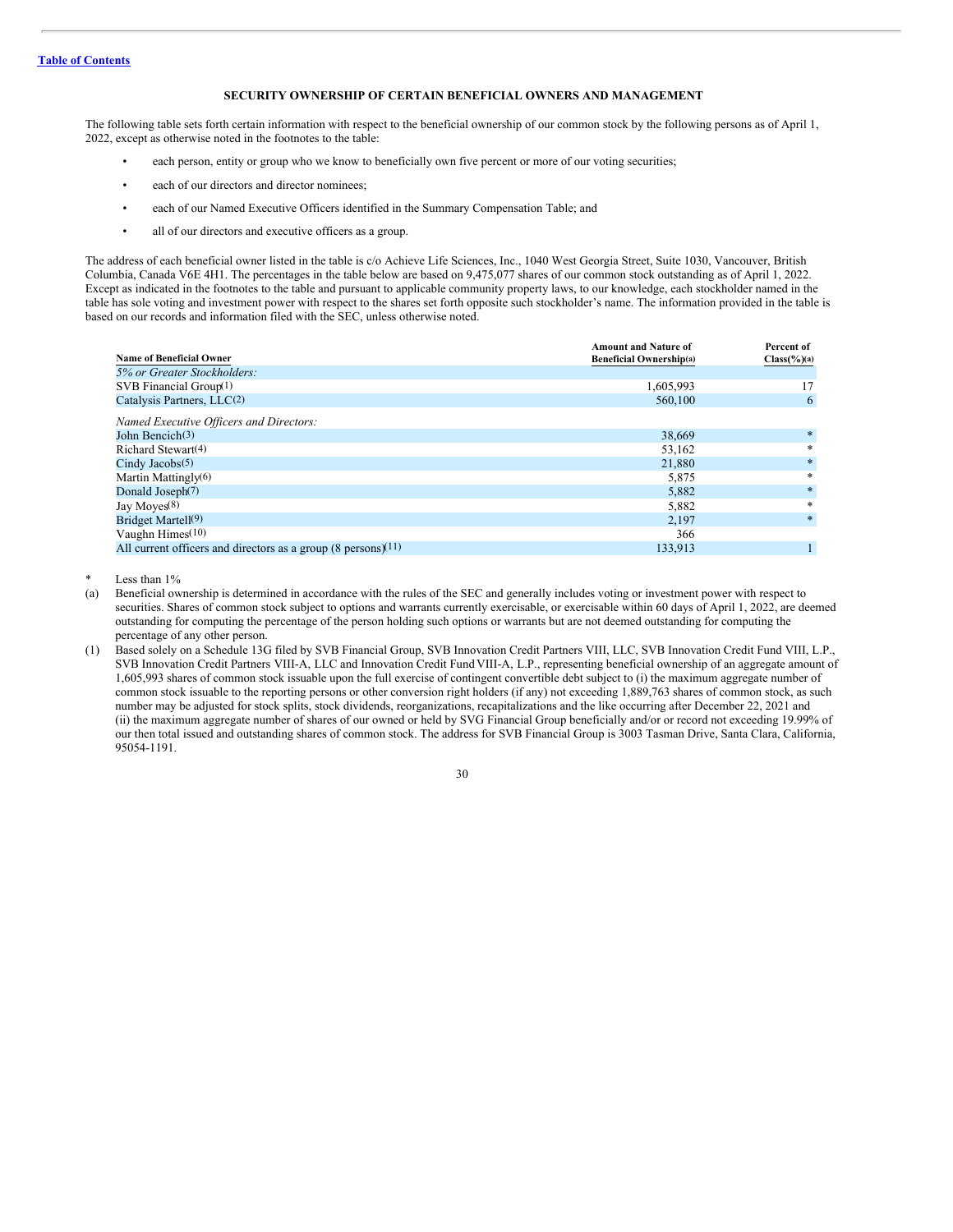Table of Contents

## SECURITY OWNERSHIP OF CERTAIN BENEFICIAL OWNERS AND MANAGEMENT

The following table sets forth certain information with respect to the beneficial ownership of our common stock by the following persons as of April 1, 2022, except as otherwise noted in the footnotes to the table:

- each person, entity or group who we know to beneficially own five percent or more of our voting securities;
- each of our directors and director nominees;
- each of our Named Executive Officers identified in the Summary Compensation Table; and
- all of our directors and executive officers as a group.

The address of each beneficial owner listed in the table is c/o Achieve Life Sciences, Inc., 1040 West Georgia Street, Suite 1030, Vancouver, British Columbia, Canada V6E 4H1. The percentages in the table below are based on 9,475,077 shares of our common stock outstanding as of April 1, 2022. Except as indicated in the footnotes to the table and pursuant to applicable community property laws, to our knowledge, each stockholder named in the table has sole voting and investment power with respect to the shares set forth opposite such stockholder's name. The information provided in the table is based on our records and information filed with the SEC, unless otherwise noted.

| Name of Beneficial Owner | Amount and Nature of Beneficial Ownership(a) | Percent of Class(%)(a) |
|---|---|---|
| *5% or Greater Stockholders:* | | |
| SVB Financial Group(1) | 1,605,993 | 17 |
| Catalysis Partners, LLC(2) | 560,100 | 6 |
| *Named Executive Officers and Directors:* | | |
| John Bencich(3) | 38,669 | * |
| Richard Stewart(4) | 53,162 | * |
| Cindy Jacobs(5) | 21,880 | * |
| Martin Mattingly(6) | 5,875 | * |
| Donald Joseph(7) | 5,882 | * |
| Jay Moyes(8) | 5,882 | * |
| Bridget Martell(9) | 2,197 | * |
| Vaughn Himes(10) | 366 | |
| All current officers and directors as a group (8 persons)(11) | 133,913 | 1 |

\* Less than 1%

(a) Beneficial ownership is determined in accordance with the rules of the SEC and generally includes voting or investment power with respect to securities. Shares of common stock subject to options and warrants currently exercisable, or exercisable within 60 days of April 1, 2022, are deemed outstanding for computing the percentage of the person holding such options or warrants but are not deemed outstanding for computing the percentage of any other person.

(1) Based solely on a Schedule 13G filed by SVB Financial Group, SVB Innovation Credit Partners VIII, LLC, SVB Innovation Credit Fund VIII, L.P., SVB Innovation Credit Partners VIII-A, LLC and Innovation Credit Fund VIII-A, L.P., representing beneficial ownership of an aggregate amount of 1,605,993 shares of common stock issuable upon the full exercise of contingent convertible debt subject to (i) the maximum aggregate number of common stock issuable to the reporting persons or other conversion right holders (if any) not exceeding 1,889,763 shares of common stock, as such number may be adjusted for stock splits, stock dividends, reorganizations, recapitalizations and the like occurring after December 22, 2021 and (ii) the maximum aggregate number of shares of our owned or held by SVG Financial Group beneficially and/or or record not exceeding 19.99% of our then total issued and outstanding shares of common stock. The address for SVB Financial Group is 3003 Tasman Drive, Santa Clara, California, 95054-1191.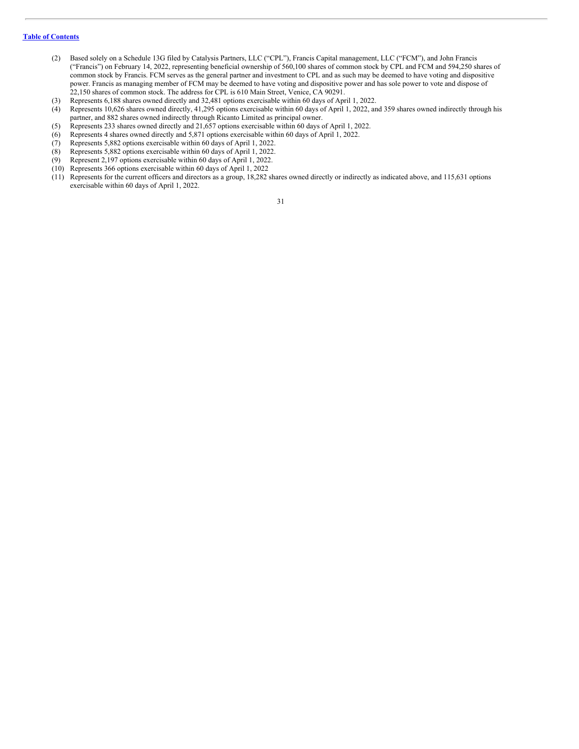[Table of Contents](#)

(2) Based solely on a Schedule 13G filed by Catalysis Partners, LLC ("CPL"), Francis Capital management, LLC ("FCM"), and John Francis ("Francis") on February 14, 2022, representing beneficial ownership of 560,100 shares of common stock by CPL and FCM and 594,250 shares of common stock by Francis. FCM serves as the general partner and investment to CPL and as such may be deemed to have voting and dispositive power. Francis as managing member of FCM may be deemed to have voting and dispositive power and has sole power to vote and dispose of 22,150 shares of common stock. The address for CPL is 610 Main Street, Venice, CA 90291.

(3) Represents 6,188 shares owned directly and 32,481 options exercisable within 60 days of April 1, 2022.

(4) Represents 10,626 shares owned directly, 41,295 options exercisable within 60 days of April 1, 2022, and 359 shares owned indirectly through his partner, and 882 shares owned indirectly through Ricanto Limited as principal owner.

(5) Represents 233 shares owned directly and 21,657 options exercisable within 60 days of April 1, 2022.

(6) Represents 4 shares owned directly and 5,871 options exercisable within 60 days of April 1, 2022.

(7) Represents 5,882 options exercisable within 60 days of April 1, 2022.

(8) Represents 5,882 options exercisable within 60 days of April 1, 2022.

(9) Represent 2,197 options exercisable within 60 days of April 1, 2022.

(10) Represents 366 options exercisable within 60 days of April 1, 2022

(11) Represents for the current officers and directors as a group, 18,282 shares owned directly or indirectly as indicated above, and 115,631 options exercisable within 60 days of April 1, 2022.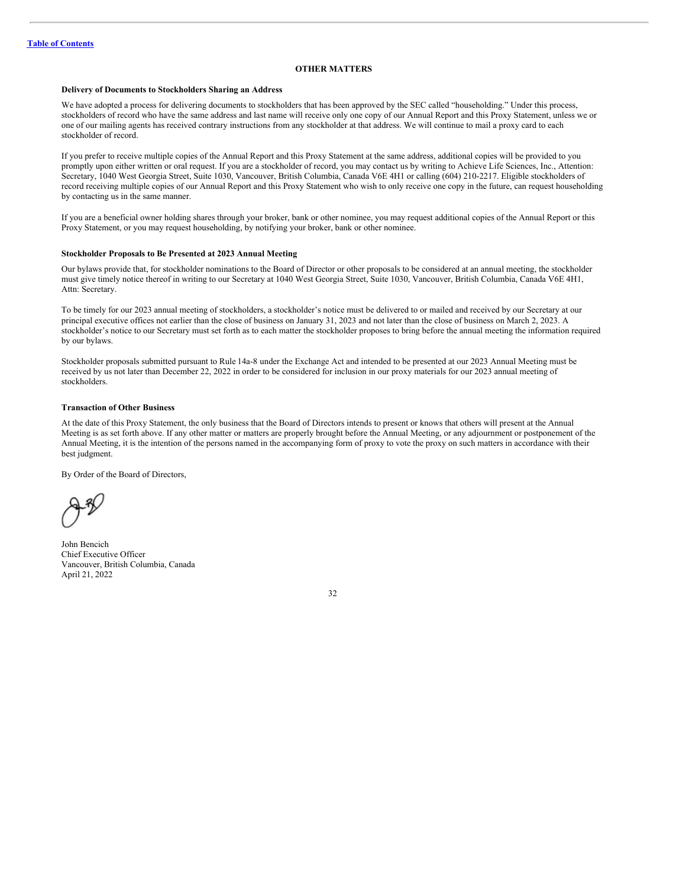## OTHER MATTERS

**Delivery of Documents to Stockholders Sharing an Address**

We have adopted a process for delivering documents to stockholders that has been approved by the SEC called "householding." Under this process, stockholders of record who have the same address and last name will receive only one copy of our Annual Report and this Proxy Statement, unless we or one of our mailing agents has received contrary instructions from any stockholder at that address. We will continue to mail a proxy card to each stockholder of record.

If you prefer to receive multiple copies of the Annual Report and this Proxy Statement at the same address, additional copies will be provided to you promptly upon either written or oral request. If you are a stockholder of record, you may contact us by writing to Achieve Life Sciences, Inc., Attention: Secretary, 1040 West Georgia Street, Suite 1030, Vancouver, British Columbia, Canada V6E 4H1 or calling (604) 210-2217. Eligible stockholders of record receiving multiple copies of our Annual Report and this Proxy Statement who wish to only receive one copy in the future, can request householding by contacting us in the same manner.

If you are a beneficial owner holding shares through your broker, bank or other nominee, you may request additional copies of the Annual Report or this Proxy Statement, or you may request householding, by notifying your broker, bank or other nominee.

**Stockholder Proposals to Be Presented at 2023 Annual Meeting**

Our bylaws provide that, for stockholder nominations to the Board of Director or other proposals to be considered at an annual meeting, the stockholder must give timely notice thereof in writing to our Secretary at 1040 West Georgia Street, Suite 1030, Vancouver, British Columbia, Canada V6E 4H1, Attn: Secretary.

To be timely for our 2023 annual meeting of stockholders, a stockholder's notice must be delivered to or mailed and received by our Secretary at our principal executive offices not earlier than the close of business on January 31, 2023 and not later than the close of business on March 2, 2023. A stockholder's notice to our Secretary must set forth as to each matter the stockholder proposes to bring before the annual meeting the information required by our bylaws.

Stockholder proposals submitted pursuant to Rule 14a-8 under the Exchange Act and intended to be presented at our 2023 Annual Meeting must be received by us not later than December 22, 2022 in order to be considered for inclusion in our proxy materials for our 2023 annual meeting of stockholders.

**Transaction of Other Business**

At the date of this Proxy Statement, the only business that the Board of Directors intends to present or knows that others will present at the Annual Meeting is as set forth above. If any other matter or matters are properly brought before the Annual Meeting, or any adjournment or postponement of the Annual Meeting, it is the intention of the persons named in the accompanying form of proxy to vote the proxy on such matters in accordance with their best judgment.

By Order of the Board of Directors,

John Bencich
Chief Executive Officer
Vancouver, British Columbia, Canada
April 21, 2022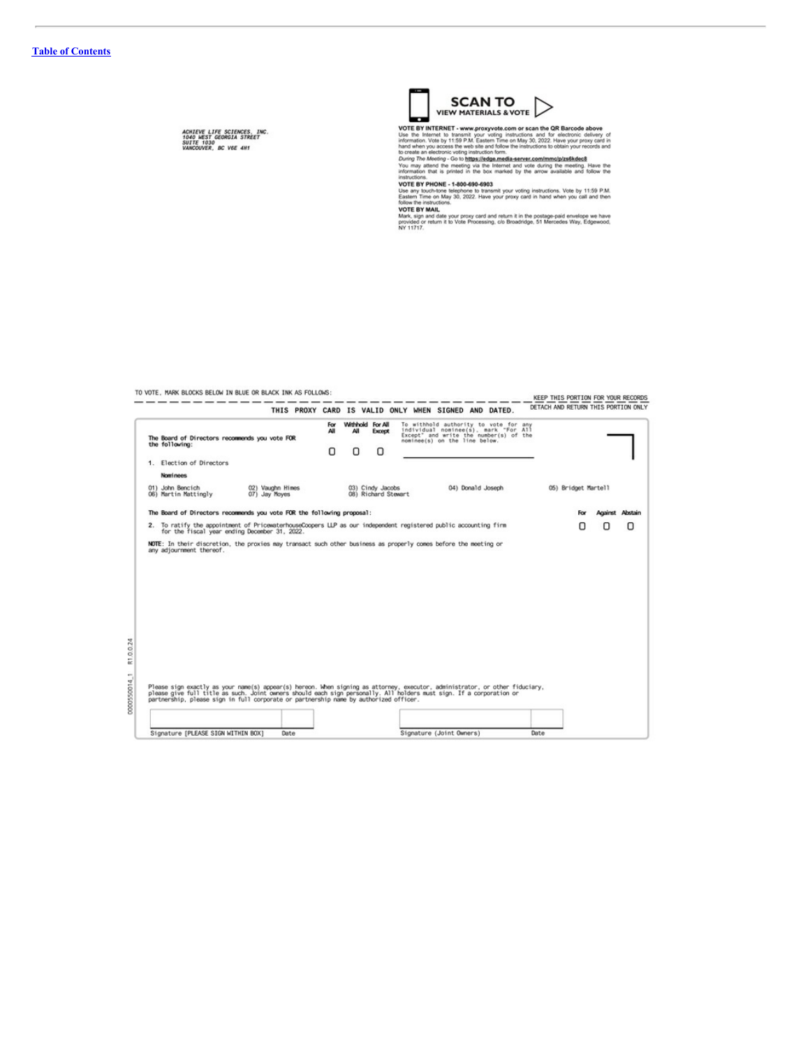[Table of Contents](#)

ACHIEVE LIFE SCIENCES, INC.
1040 WEST GEORGIA STREET
SUITE 1030
VANCOUVER, BC V6E 4H1

**SCAN TO VIEW MATERIALS & VOTE**

**VOTE BY INTERNET - www.proxyvote.com or scan the QR Barcode above**
Use the Internet to transmit your voting instructions and for electronic delivery of information. Vote by 11:59 P.M. Eastern Time on May 30, 2022. Have your proxy card in hand when you access the web site and follow the instructions to obtain your records and to create an electronic voting instruction form.

*During The Meeting* - Go to **https://edge.media-server.com/mmc/p/zs6kdec8**
You may attend the meeting via the Internet and vote during the meeting. Have the information that is printed in the box marked by the arrow available and follow the instructions.

**VOTE BY PHONE - 1-800-690-6903**
Use any touch-tone telephone to transmit your voting instructions. Vote by 11:59 P.M. Eastern Time on May 30, 2022. Have your proxy card in hand when you call and then follow the instructions.

**VOTE BY MAIL**
Mark, sign and date your proxy card and return it in the postage-paid envelope we have provided or return it to Vote Processing, c/o Broadridge, 51 Mercedes Way, Edgewood, NY 11717.

TO VOTE, MARK BLOCKS BELOW IN BLUE OR BLACK INK AS FOLLOWS:

KEEP THIS PORTION FOR YOUR RECORDS

DETACH AND RETURN THIS PORTION ONLY

THIS PROXY CARD IS VALID ONLY WHEN SIGNED AND DATED.

**The Board of Directors recommends you vote FOR the following:**

| For All | Withhold All | For All Except |
|---|---|---|
| ☐ | ☐ | ☐ |

To withhold authority to vote for any individual nominee(s), mark "For All Except" and write the number(s) of the nominee(s) on the line below.

______________________________

1. Election of Directors

**Nominees**

01) John Bencich 02) Vaughn Himes 03) Cindy Jacobs 04) Donald Joseph 05) Bridget Martell
06) Martin Mattingly 07) Jay Moyes 08) Richard Stewart

**The Board of Directors recommends you vote FOR the following proposal:**

| | For | Against | Abstain |
|---|---|---|---|
| 2. To ratify the appointment of PricewaterhouseCoopers LLP as our independent registered public accounting firm for the fiscal year ending December 31, 2022. | ☐ | ☐ | ☐ |

**NOTE:** In their discretion, the proxies may transact such other business as properly comes before the meeting or any adjournment thereof.

Please sign exactly as your name(s) appear(s) hereon. When signing as attorney, executor, administrator, or other fiduciary, please give full title as such. Joint owners should each sign personally. All holders must sign. If a corporation or partnership, please sign in full corporate or partnership name by authorized officer.

| Signature [PLEASE SIGN WITHIN BOX] | Date | Signature (Joint Owners) | Date |
|---|---|---|---|
| | | | |

0000550014_1 R1.0.0.24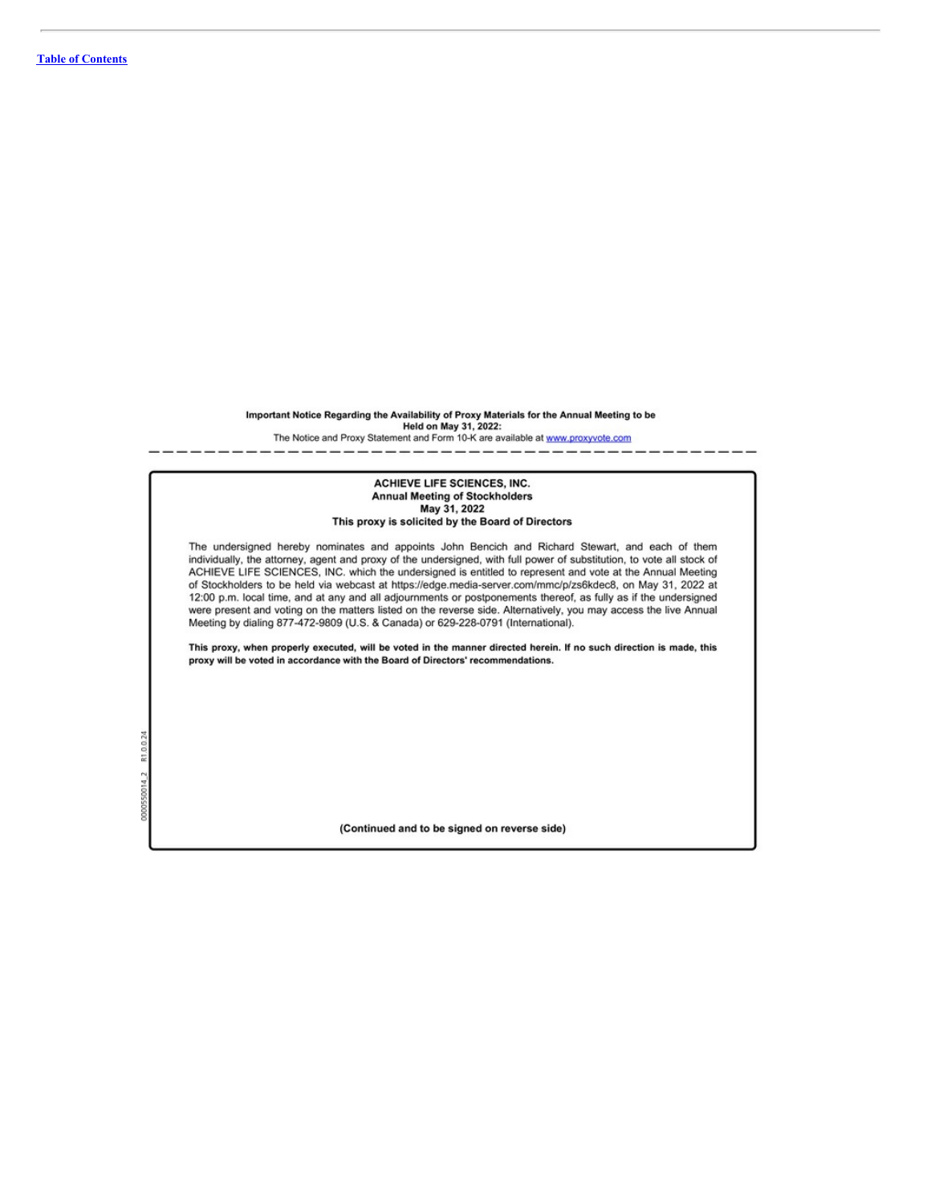**Important Notice Regarding the Availability of Proxy Materials for the Annual Meeting to be Held on May 31, 2022:**

The Notice and Proxy Statement and Form 10-K are available at www.proxyvote.com

**ACHIEVE LIFE SCIENCES, INC.**
**Annual Meeting of Stockholders**
**May 31, 2022**
**This proxy is solicited by the Board of Directors**

The undersigned hereby nominates and appoints John Bencich and Richard Stewart, and each of them individually, the attorney, agent and proxy of the undersigned, with full power of substitution, to vote all stock of ACHIEVE LIFE SCIENCES, INC. which the undersigned is entitled to represent and vote at the Annual Meeting of Stockholders to be held via webcast at https://edge.media-server.com/mmc/p/zs6kdec8, on May 31, 2022 at 12:00 p.m. local time, and at any and all adjournments or postponements thereof, as fully as if the undersigned were present and voting on the matters listed on the reverse side. Alternatively, you may access the live Annual Meeting by dialing 877-472-9809 (U.S. & Canada) or 629-228-0791 (International).

**This proxy, when properly executed, will be voted in the manner directed herein. If no such direction is made, this proxy will be voted in accordance with the Board of Directors' recommendations.**

0000550014_2 R1.0.0.24

**(Continued and to be signed on reverse side)**